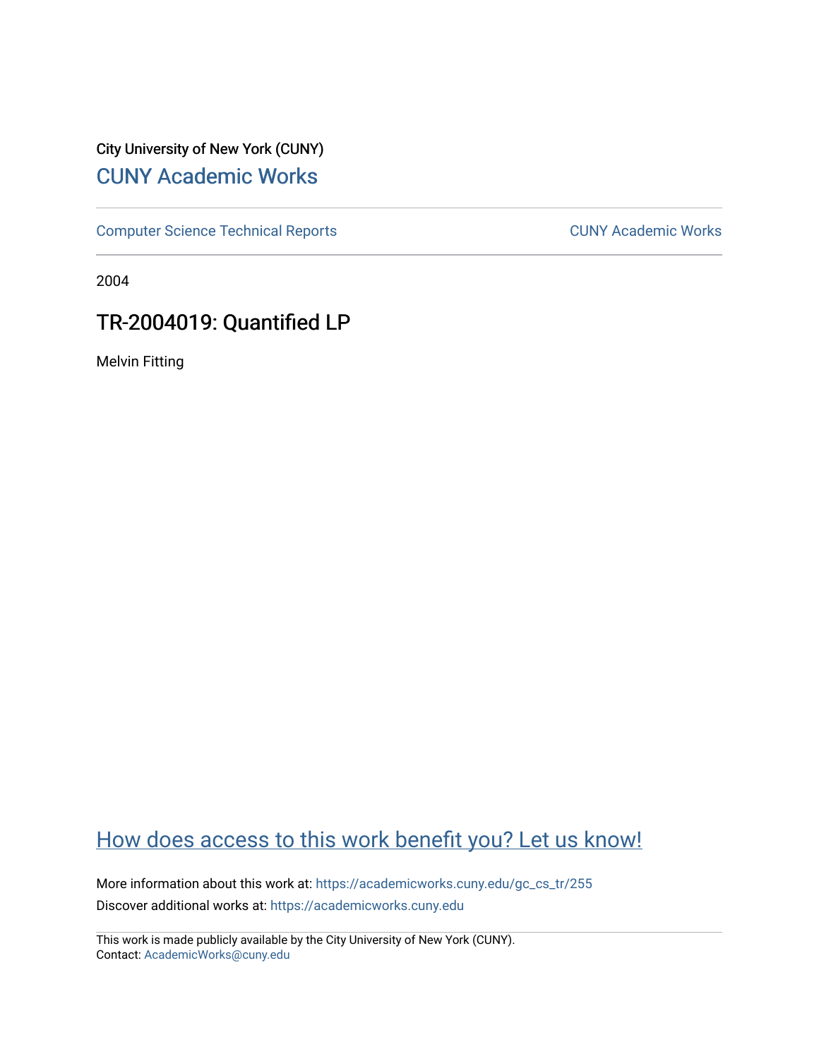City University of New York (CUNY)

# CUNY Academic Works

Computer Science Technical Reports | CUNY Academic Works

2004

## TR-2004019: Quantified LP

Melvin Fitting

How does access to this work benefit you? Let us know!

More information about this work at: https://academicworks.cuny.edu/gc_cs_tr/255

Discover additional works at: https://academicworks.cuny.edu

This work is made publicly available by the City University of New York (CUNY).
Contact: AcademicWorks@cuny.edu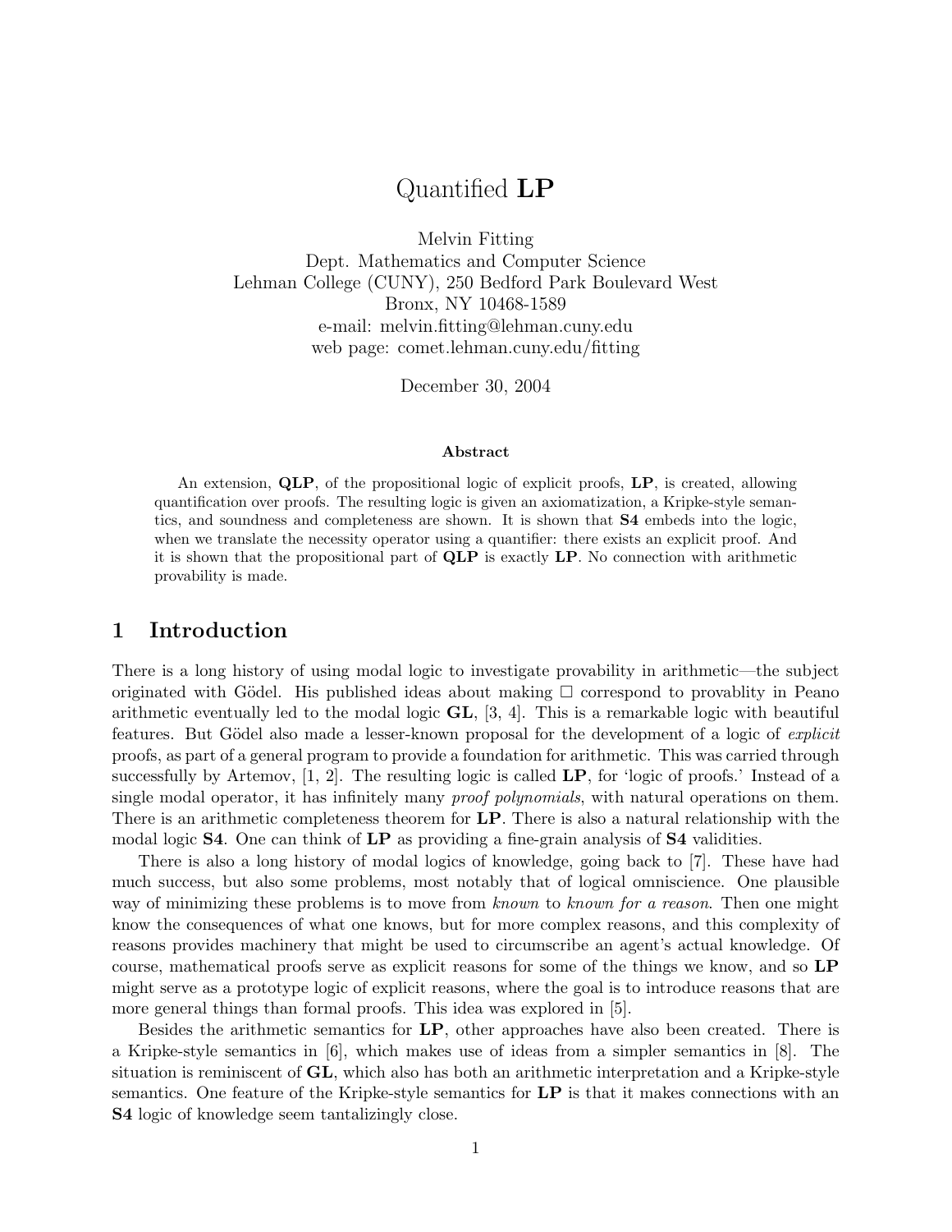# Quantified **LP**

Melvin Fitting  
Dept. Mathematics and Computer Science  
Lehman College (CUNY), 250 Bedford Park Boulevard West  
Bronx, NY 10468-1589  
e-mail: melvin.fitting@lehman.cuny.edu  
web page: comet.lehman.cuny.edu/fitting

December 30, 2004

**Abstract**

An extension, **QLP**, of the propositional logic of explicit proofs, **LP**, is created, allowing quantification over proofs. The resulting logic is given an axiomatization, a Kripke-style semantics, and soundness and completeness are shown. It is shown that **S4** embeds into the logic, when we translate the necessity operator using a quantifier: there exists an explicit proof. And it is shown that the propositional part of **QLP** is exactly **LP**. No connection with arithmetic provability is made.

## 1 Introduction

There is a long history of using modal logic to investigate provability in arithmetic—the subject originated with Gödel. His published ideas about making $\Box$ correspond to provablity in Peano arithmetic eventually led to the modal logic **GL**, [3, 4]. This is a remarkable logic with beautiful features. But Gödel also made a lesser-known proposal for the development of a logic of *explicit* proofs, as part of a general program to provide a foundation for arithmetic. This was carried through successfully by Artemov, [1, 2]. The resulting logic is called **LP**, for 'logic of proofs.' Instead of a single modal operator, it has infinitely many *proof polynomials*, with natural operations on them. There is an arithmetic completeness theorem for **LP**. There is also a natural relationship with the modal logic **S4**. One can think of **LP** as providing a fine-grain analysis of **S4** validities.

There is also a long history of modal logics of knowledge, going back to [7]. These have had much success, but also some problems, most notably that of logical omniscience. One plausible way of minimizing these problems is to move from *known* to *known for a reason*. Then one might know the consequences of what one knows, but for more complex reasons, and this complexity of reasons provides machinery that might be used to circumscribe an agent's actual knowledge. Of course, mathematical proofs serve as explicit reasons for some of the things we know, and so **LP** might serve as a prototype logic of explicit reasons, where the goal is to introduce reasons that are more general things than formal proofs. This idea was explored in [5].

Besides the arithmetic semantics for **LP**, other approaches have also been created. There is a Kripke-style semantics in [6], which makes use of ideas from a simpler semantics in [8]. The situation is reminiscent of **GL**, which also has both an arithmetic interpretation and a Kripke-style semantics. One feature of the Kripke-style semantics for **LP** is that it makes connections with an **S4** logic of knowledge seem tantalizingly close.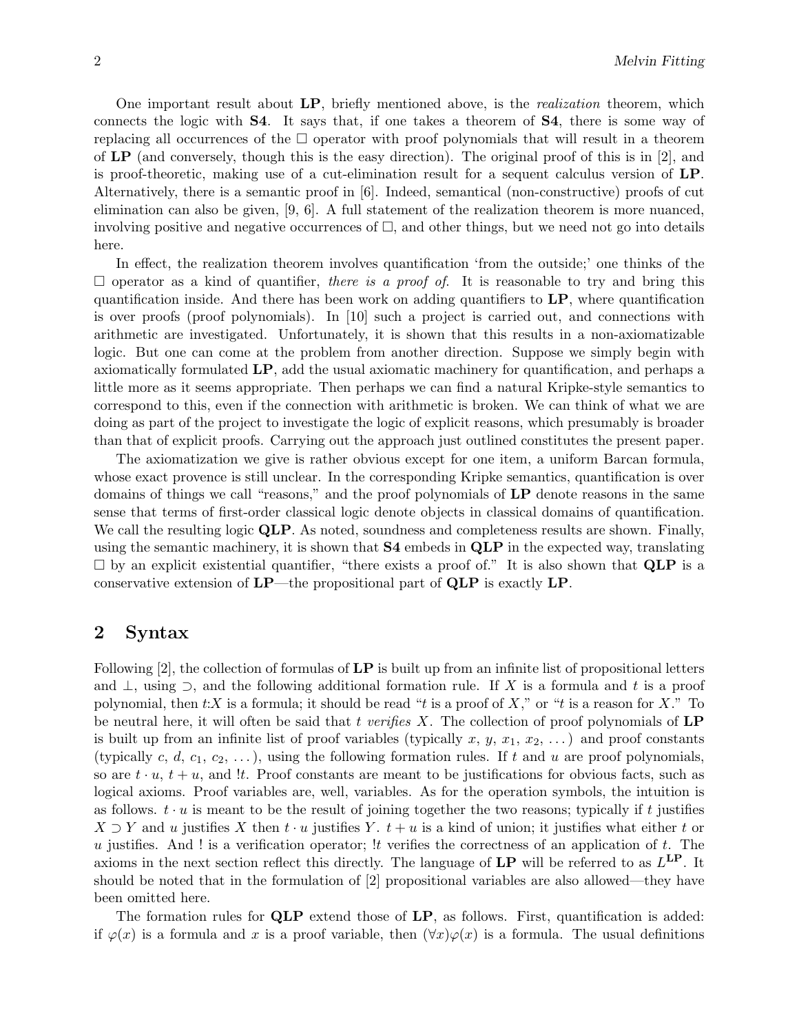One important result about **LP**, briefly mentioned above, is the *realization* theorem, which connects the logic with **S4**. It says that, if one takes a theorem of **S4**, there is some way of replacing all occurrences of the $\Box$ operator with proof polynomials that will result in a theorem of **LP** (and conversely, though this is the easy direction). The original proof of this is in [2], and is proof-theoretic, making use of a cut-elimination result for a sequent calculus version of **LP**. Alternatively, there is a semantic proof in [6]. Indeed, semantical (non-constructive) proofs of cut elimination can also be given, [9, 6]. A full statement of the realization theorem is more nuanced, involving positive and negative occurrences of $\Box$, and other things, but we need not go into details here.

In effect, the realization theorem involves quantification 'from the outside;' one thinks of the $\Box$ operator as a kind of quantifier, *there is a proof of*. It is reasonable to try and bring this quantification inside. And there has been work on adding quantifiers to **LP**, where quantification is over proofs (proof polynomials). In [10] such a project is carried out, and connections with arithmetic are investigated. Unfortunately, it is shown that this results in a non-axiomatizable logic. But one can come at the problem from another direction. Suppose we simply begin with axiomatically formulated **LP**, add the usual axiomatic machinery for quantification, and perhaps a little more as it seems appropriate. Then perhaps we can find a natural Kripke-style semantics to correspond to this, even if the connection with arithmetic is broken. We can think of what we are doing as part of the project to investigate the logic of explicit reasons, which presumably is broader than that of explicit proofs. Carrying out the approach just outlined constitutes the present paper.

The axiomatization we give is rather obvious except for one item, a uniform Barcan formula, whose exact provence is still unclear. In the corresponding Kripke semantics, quantification is over domains of things we call "reasons," and the proof polynomials of **LP** denote reasons in the same sense that terms of first-order classical logic denote objects in classical domains of quantification. We call the resulting logic **QLP**. As noted, soundness and completeness results are shown. Finally, using the semantic machinery, it is shown that **S4** embeds in **QLP** in the expected way, translating $\Box$ by an explicit existential quantifier, "there exists a proof of." It is also shown that **QLP** is a conservative extension of **LP**—the propositional part of **QLP** is exactly **LP**.

## 2 Syntax

Following [2], the collection of formulas of **LP** is built up from an infinite list of propositional letters and $\bot$, using $\supset$, and the following additional formation rule. If $X$ is a formula and $t$ is a proof polynomial, then $t{:}X$ is a formula; it should be read "$t$ is a proof of $X$," or "$t$ is a reason for $X$." To be neutral here, it will often be said that $t$ *verifies* $X$. The collection of proof polynomials of **LP** is built up from an infinite list of proof variables (typically $x$, $y$, $x_1$, $x_2$, ...) and proof constants (typically $c$, $d$, $c_1$, $c_2$, ...), using the following formation rules. If $t$ and $u$ are proof polynomials, so are $t \cdot u$, $t + u$, and $!t$. Proof constants are meant to be justifications for obvious facts, such as logical axioms. Proof variables are, well, variables. As for the operation symbols, the intuition is as follows. $t \cdot u$ is meant to be the result of joining together the two reasons; typically if $t$ justifies $X \supset Y$ and $u$ justifies $X$ then $t \cdot u$ justifies $Y$. $t + u$ is a kind of union; it justifies what either $t$ or $u$ justifies. And ! is a verification operator; $!t$ verifies the correctness of an application of $t$. The axioms in the next section reflect this directly. The language of **LP** will be referred to as $L^{\mathbf{LP}}$. It should be noted that in the formulation of [2] propositional variables are also allowed—they have been omitted here.

The formation rules for **QLP** extend those of **LP**, as follows. First, quantification is added: if $\varphi(x)$ is a formula and $x$ is a proof variable, then $(\forall x)\varphi(x)$ is a formula. The usual definitions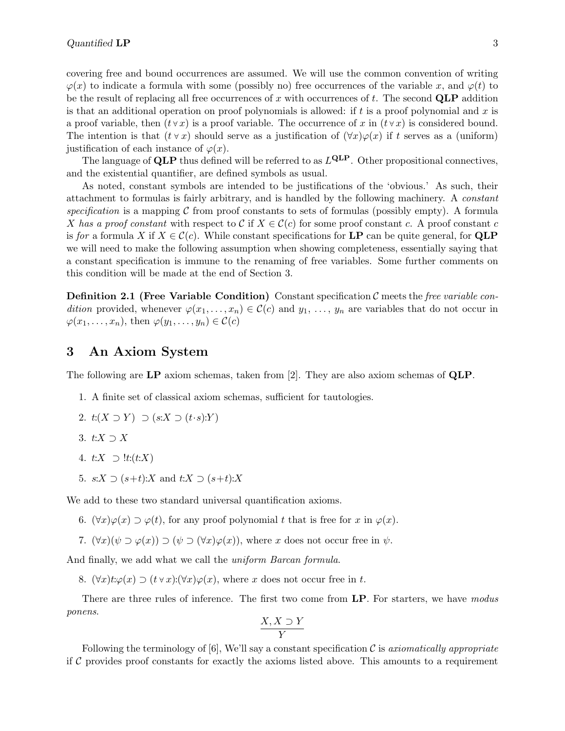covering free and bound occurrences are assumed. We will use the common convention of writing $\varphi(x)$ to indicate a formula with some (possibly no) free occurrences of the variable $x$, and $\varphi(t)$ to be the result of replacing all free occurrences of $x$ with occurrences of $t$. The second **QLP** addition is that an additional operation on proof polynomials is allowed: if $t$ is a proof polynomial and $x$ is a proof variable, then $(t \forall x)$ is a proof variable. The occurrence of $x$ in $(t \forall x)$ is considered bound. The intention is that $(t \forall x)$ should serve as a justification of $(\forall x)\varphi(x)$ if $t$ serves as a (uniform) justification of each instance of $\varphi(x)$.

The language of **QLP** thus defined will be referred to as $L^{\mathbf{QLP}}$. Other propositional connectives, and the existential quantifier, are defined symbols as usual.

As noted, constant symbols are intended to be justifications of the 'obvious.' As such, their attachment to formulas is fairly arbitrary, and is handled by the following machinery. A *constant specification* is a mapping $\mathcal{C}$ from proof constants to sets of formulas (possibly empty). A formula $X$ *has a proof constant* with respect to $\mathcal{C}$ if $X \in \mathcal{C}(c)$ for some proof constant $c$. A proof constant $c$ is *for* a formula $X$ if $X \in \mathcal{C}(c)$. While constant specifications for **LP** can be quite general, for **QLP** we will need to make the following assumption when showing completeness, essentially saying that a constant specification is immune to the renaming of free variables. Some further comments on this condition will be made at the end of Section 3.

**Definition 2.1 (Free Variable Condition)** Constant specification $\mathcal{C}$ meets the *free variable condition* provided, whenever $\varphi(x_1, \ldots, x_n) \in \mathcal{C}(c)$ and $y_1, \ldots, y_n$ are variables that do not occur in $\varphi(x_1, \ldots, x_n)$, then $\varphi(y_1, \ldots, y_n) \in \mathcal{C}(c)$

## 3 An Axiom System

The following are **LP** axiom schemas, taken from [2]. They are also axiom schemas of **QLP**.

1. A finite set of classical axiom schemas, sufficient for tautologies.
2. $t{:}(X \supset Y) \supset (s{:}X \supset (t \cdot s){:}Y)$
3. $t{:}X \supset X$
4. $t{:}X \supset\ !t{:}(t{:}X)$
5. $s{:}X \supset (s+t){:}X$ and $t{:}X \supset (s+t){:}X$

We add to these two standard universal quantification axioms.

6. $(\forall x)\varphi(x) \supset \varphi(t)$, for any proof polynomial $t$ that is free for $x$ in $\varphi(x)$.
7. $(\forall x)(\psi \supset \varphi(x)) \supset (\psi \supset (\forall x)\varphi(x))$, where $x$ does not occur free in $\psi$.

And finally, we add what we call the *uniform Barcan formula*.

8. $(\forall x)t{:}\varphi(x) \supset (t \forall x){:}(\forall x)\varphi(x)$, where $x$ does not occur free in $t$.

There are three rules of inference. The first two come from **LP**. For starters, we have *modus ponens*.

$$\frac{X, X \supset Y}{Y}$$

Following the terminology of [6], We'll say a constant specification $\mathcal{C}$ is *axiomatically appropriate* if $\mathcal{C}$ provides proof constants for exactly the axioms listed above. This amounts to a requirement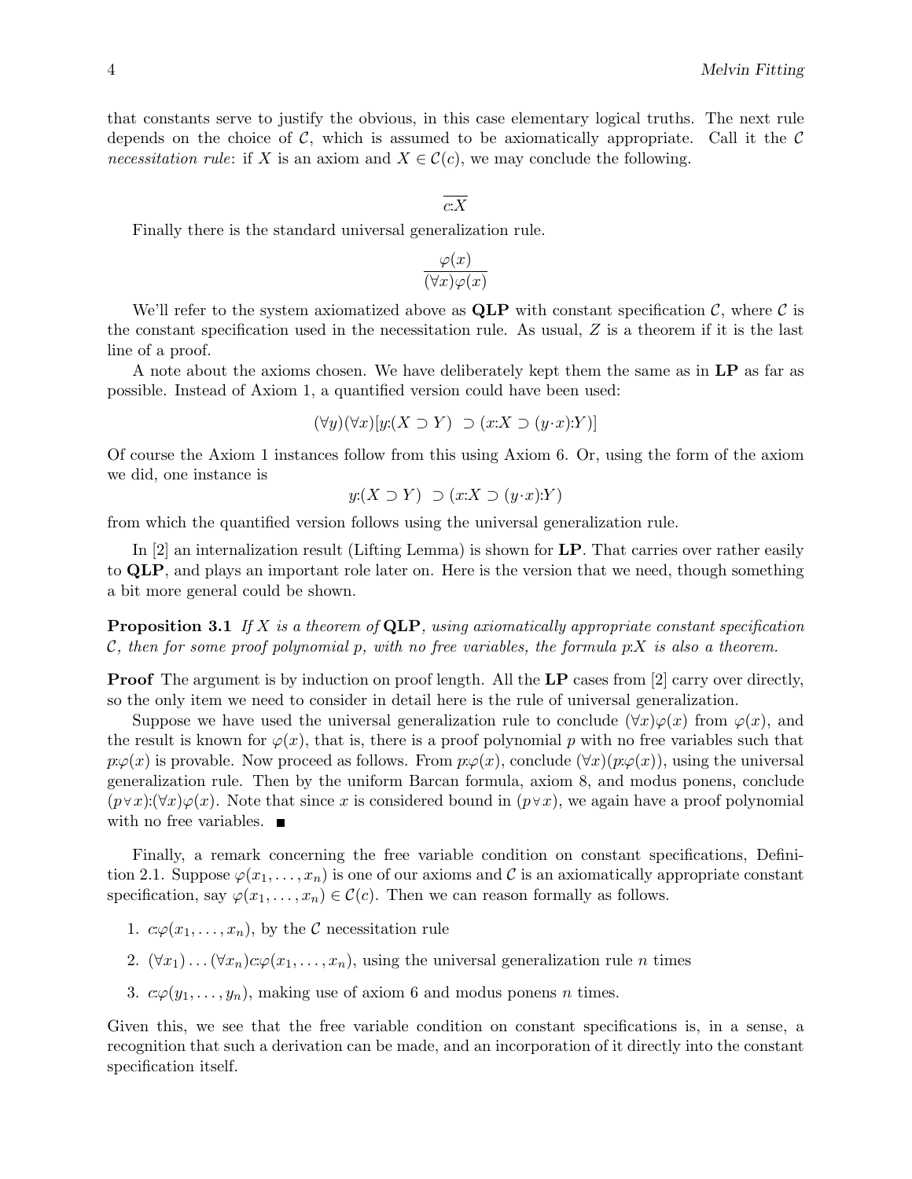that constants serve to justify the obvious, in this case elementary logical truths. The next rule depends on the choice of $\mathcal{C}$, which is assumed to be axiomatically appropriate. Call it the $\mathcal{C}$ *necessitation rule*: if $X$ is an axiom and $X \in \mathcal{C}(c)$, we may conclude the following.

$$\overline{c{:}X}$$

Finally there is the standard universal generalization rule.

$$\frac{\varphi(x)}{(\forall x)\varphi(x)}$$

We'll refer to the system axiomatized above as **QLP** with constant specification $\mathcal{C}$, where $\mathcal{C}$ is the constant specification used in the necessitation rule. As usual, $Z$ is a theorem if it is the last line of a proof.

A note about the axioms chosen. We have deliberately kept them the same as in **LP** as far as possible. Instead of Axiom 1, a quantified version could have been used:

$$(\forall y)(\forall x)[y{:}(X \supset Y) \ \supset (x{:}X \supset (y \cdot x){:}Y)]$$

Of course the Axiom 1 instances follow from this using Axiom 6. Or, using the form of the axiom we did, one instance is

$$y{:}(X \supset Y) \ \supset (x{:}X \supset (y \cdot x){:}Y)$$

from which the quantified version follows using the universal generalization rule.

In [2] an internalization result (Lifting Lemma) is shown for **LP**. That carries over rather easily to **QLP**, and plays an important role later on. Here is the version that we need, though something a bit more general could be shown.

**Proposition 3.1** *If $X$ is a theorem of* **QLP***, using axiomatically appropriate constant specification $\mathcal{C}$, then for some proof polynomial $p$, with no free variables, the formula $p{:}X$ is also a theorem.*

**Proof** The argument is by induction on proof length. All the **LP** cases from [2] carry over directly, so the only item we need to consider in detail here is the rule of universal generalization.

Suppose we have used the universal generalization rule to conclude $(\forall x)\varphi(x)$ from $\varphi(x)$, and the result is known for $\varphi(x)$, that is, there is a proof polynomial $p$ with no free variables such that $p{:}\varphi(x)$ is provable. Now proceed as follows. From $p{:}\varphi(x)$, conclude $(\forall x)(p{:}\varphi(x))$, using the universal generalization rule. Then by the uniform Barcan formula, axiom 8, and modus ponens, conclude $(p \forall x){:}(\forall x)\varphi(x)$. Note that since $x$ is considered bound in $(p \forall x)$, we again have a proof polynomial with no free variables. ■

Finally, a remark concerning the free variable condition on constant specifications, Definition 2.1. Suppose $\varphi(x_1, \ldots, x_n)$ is one of our axioms and $\mathcal{C}$ is an axiomatically appropriate constant specification, say $\varphi(x_1, \ldots, x_n) \in \mathcal{C}(c)$. Then we can reason formally as follows.

1. $c{:}\varphi(x_1, \ldots, x_n)$, by the $\mathcal{C}$ necessitation rule
2. $(\forall x_1) \ldots (\forall x_n) c{:}\varphi(x_1, \ldots, x_n)$, using the universal generalization rule $n$ times
3. $c{:}\varphi(y_1, \ldots, y_n)$, making use of axiom 6 and modus ponens $n$ times.

Given this, we see that the free variable condition on constant specifications is, in a sense, a recognition that such a derivation can be made, and an incorporation of it directly into the constant specification itself.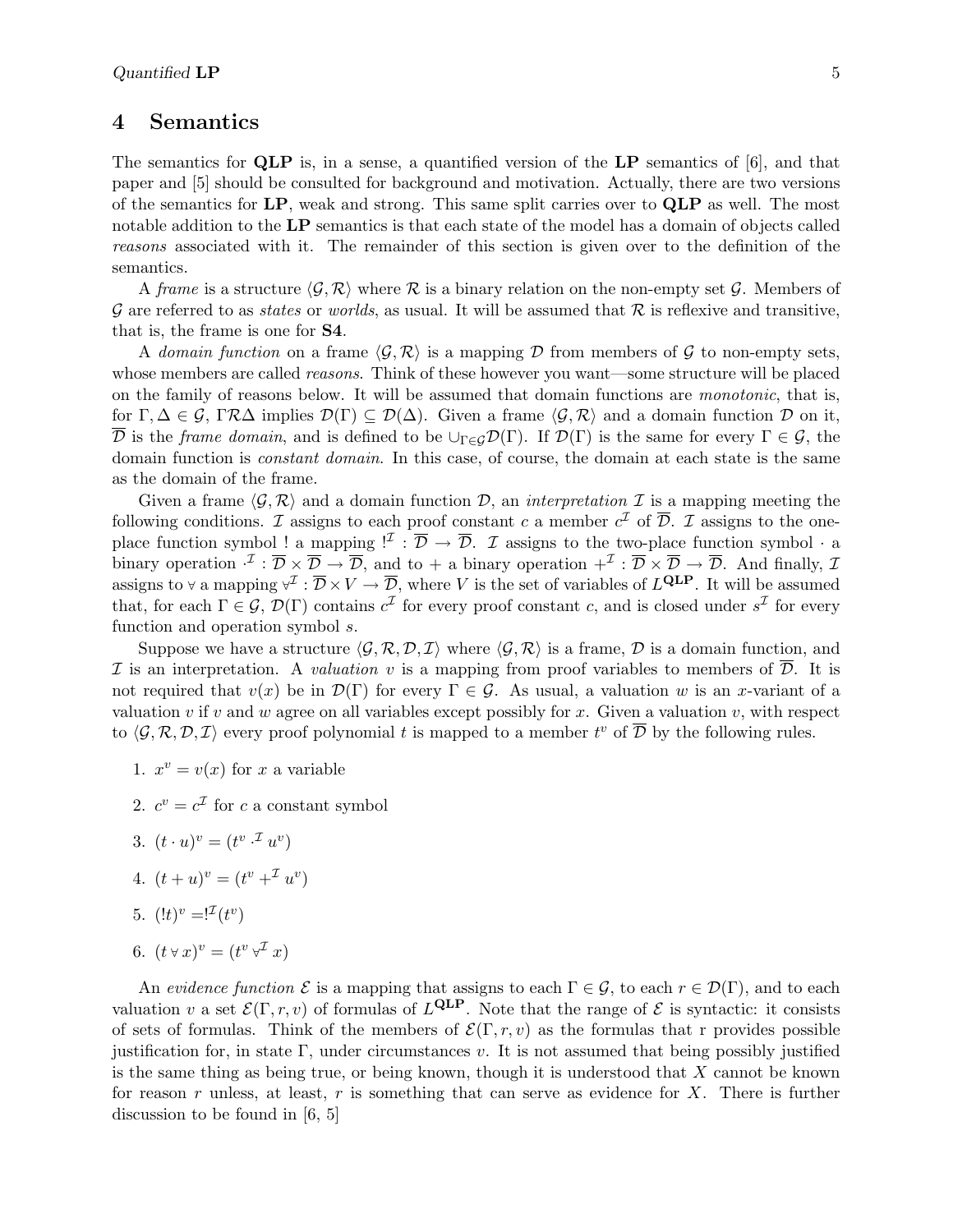## 4 Semantics

The semantics for **QLP** is, in a sense, a quantified version of the **LP** semantics of [6], and that paper and [5] should be consulted for background and motivation. Actually, there are two versions of the semantics for **LP**, weak and strong. This same split carries over to **QLP** as well. The most notable addition to the **LP** semantics is that each state of the model has a domain of objects called *reasons* associated with it. The remainder of this section is given over to the definition of the semantics.

A *frame* is a structure $\langle \mathcal{G}, \mathcal{R} \rangle$ where $\mathcal{R}$ is a binary relation on the non-empty set $\mathcal{G}$. Members of $\mathcal{G}$ are referred to as *states* or *worlds*, as usual. It will be assumed that $\mathcal{R}$ is reflexive and transitive, that is, the frame is one for **S4**.

A *domain function* on a frame $\langle \mathcal{G}, \mathcal{R} \rangle$ is a mapping $\mathcal{D}$ from members of $\mathcal{G}$ to non-empty sets, whose members are called *reasons*. Think of these however you want—some structure will be placed on the family of reasons below. It will be assumed that domain functions are *monotonic*, that is, for $\Gamma, \Delta \in \mathcal{G}$, $\Gamma \mathcal{R} \Delta$ implies $\mathcal{D}(\Gamma) \subseteq \mathcal{D}(\Delta)$. Given a frame $\langle \mathcal{G}, \mathcal{R} \rangle$ and a domain function $\mathcal{D}$ on it, $\overline{\mathcal{D}}$ is the *frame domain*, and is defined to be $\cup_{\Gamma \in \mathcal{G}} \mathcal{D}(\Gamma)$. If $\mathcal{D}(\Gamma)$ is the same for every $\Gamma \in \mathcal{G}$, the domain function is *constant domain*. In this case, of course, the domain at each state is the same as the domain of the frame.

Given a frame $\langle \mathcal{G}, \mathcal{R} \rangle$ and a domain function $\mathcal{D}$, an *interpretation* $\mathcal{I}$ is a mapping meeting the following conditions. $\mathcal{I}$ assigns to each proof constant $c$ a member $c^{\mathcal{I}}$ of $\overline{\mathcal{D}}$. $\mathcal{I}$ assigns to the one-place function symbol ! a mapping $!^{\mathcal{I}} : \overline{\mathcal{D}} \to \overline{\mathcal{D}}$. $\mathcal{I}$ assigns to the two-place function symbol $\cdot$ a binary operation $\cdot^{\mathcal{I}} : \overline{\mathcal{D}} \times \overline{\mathcal{D}} \to \overline{\mathcal{D}}$, and to $+$ a binary operation $+^{\mathcal{I}} : \overline{\mathcal{D}} \times \overline{\mathcal{D}} \to \overline{\mathcal{D}}$. And finally, $\mathcal{I}$ assigns to $\forall$ a mapping $\forall^{\mathcal{I}} : \overline{\mathcal{D}} \times V \to \overline{\mathcal{D}}$, where $V$ is the set of variables of $L^{\mathbf{QLP}}$. It will be assumed that, for each $\Gamma \in \mathcal{G}$, $\mathcal{D}(\Gamma)$ contains $c^{\mathcal{I}}$ for every proof constant $c$, and is closed under $s^{\mathcal{I}}$ for every function and operation symbol $s$.

Suppose we have a structure $\langle \mathcal{G}, \mathcal{R}, \mathcal{D}, \mathcal{I} \rangle$ where $\langle \mathcal{G}, \mathcal{R} \rangle$ is a frame, $\mathcal{D}$ is a domain function, and $\mathcal{I}$ is an interpretation. A *valuation* $v$ is a mapping from proof variables to members of $\overline{\mathcal{D}}$. It is not required that $v(x)$ be in $\mathcal{D}(\Gamma)$ for every $\Gamma \in \mathcal{G}$. As usual, a valuation $w$ is an $x$-variant of a valuation $v$ if $v$ and $w$ agree on all variables except possibly for $x$. Given a valuation $v$, with respect to $\langle \mathcal{G}, \mathcal{R}, \mathcal{D}, \mathcal{I} \rangle$ every proof polynomial $t$ is mapped to a member $t^v$ of $\overline{\mathcal{D}}$ by the following rules.

1. $x^v = v(x)$ for $x$ a variable
2. $c^v = c^{\mathcal{I}}$ for $c$ a constant symbol
3. $(t \cdot u)^v = (t^v \cdot^{\mathcal{I}} u^v)$
4. $(t + u)^v = (t^v +^{\mathcal{I}} u^v)$
5. $(!t)^v = !^{\mathcal{I}}(t^v)$
6. $(t \forall x)^v = (t^v \forall^{\mathcal{I}} x)$

An *evidence function* $\mathcal{E}$ is a mapping that assigns to each $\Gamma \in \mathcal{G}$, to each $r \in \mathcal{D}(\Gamma)$, and to each valuation $v$ a set $\mathcal{E}(\Gamma, r, v)$ of formulas of $L^{\mathbf{QLP}}$. Note that the range of $\mathcal{E}$ is syntactic: it consists of sets of formulas. Think of the members of $\mathcal{E}(\Gamma, r, v)$ as the formulas that r provides possible justification for, in state $\Gamma$, under circumstances $v$. It is not assumed that being possibly justified is the same thing as being true, or being known, though it is understood that $X$ cannot be known for reason $r$ unless, at least, $r$ is something that can serve as evidence for $X$. There is further discussion to be found in [6, 5]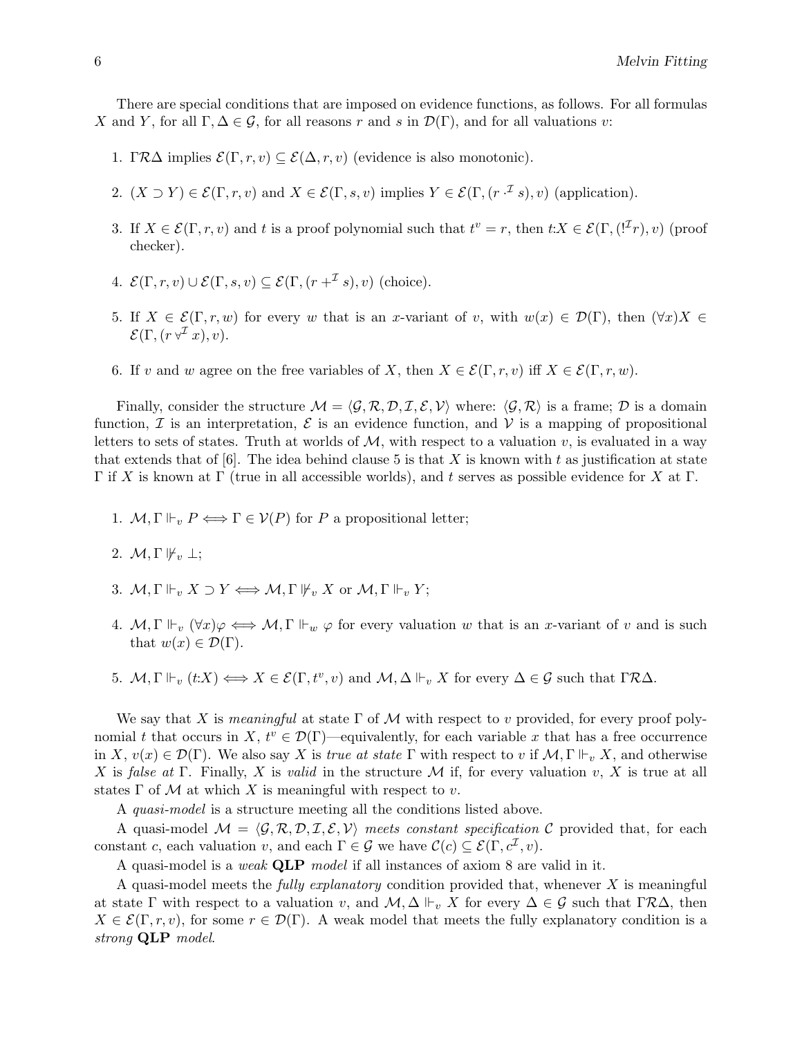There are special conditions that are imposed on evidence functions, as follows. For all formulas $X$ and $Y$, for all $\Gamma, \Delta \in \mathcal{G}$, for all reasons $r$ and $s$ in $\mathcal{D}(\Gamma)$, and for all valuations $v$:

1. $\Gamma \mathcal{R} \Delta$ implies $\mathcal{E}(\Gamma, r, v) \subseteq \mathcal{E}(\Delta, r, v)$ (evidence is also monotonic).
2. $(X \supset Y) \in \mathcal{E}(\Gamma, r, v)$ and $X \in \mathcal{E}(\Gamma, s, v)$ implies $Y \in \mathcal{E}(\Gamma, (r \cdot^{\mathcal{I}} s), v)$ (application).
3. If $X \in \mathcal{E}(\Gamma, r, v)$ and $t$ is a proof polynomial such that $t^v = r$, then $t{:}X \in \mathcal{E}(\Gamma, (!^{\mathcal{I}} r), v)$ (proof checker).
4. $\mathcal{E}(\Gamma, r, v) \cup \mathcal{E}(\Gamma, s, v) \subseteq \mathcal{E}(\Gamma, (r +^{\mathcal{I}} s), v)$ (choice).
5. If $X \in \mathcal{E}(\Gamma, r, w)$ for every $w$ that is an $x$-variant of $v$, with $w(x) \in \mathcal{D}(\Gamma)$, then $(\forall x)X \in \mathcal{E}(\Gamma, (r \,\forall^{\mathcal{I}}\, x), v)$.
6. If $v$ and $w$ agree on the free variables of $X$, then $X \in \mathcal{E}(\Gamma, r, v)$ iff $X \in \mathcal{E}(\Gamma, r, w)$.

Finally, consider the structure $\mathcal{M} = \langle \mathcal{G}, \mathcal{R}, \mathcal{D}, \mathcal{I}, \mathcal{E}, \mathcal{V} \rangle$ where: $\langle \mathcal{G}, \mathcal{R} \rangle$ is a frame; $\mathcal{D}$ is a domain function, $\mathcal{I}$ is an interpretation, $\mathcal{E}$ is an evidence function, and $\mathcal{V}$ is a mapping of propositional letters to sets of states. Truth at worlds of $\mathcal{M}$, with respect to a valuation $v$, is evaluated in a way that extends that of [6]. The idea behind clause 5 is that $X$ is known with $t$ as justification at state $\Gamma$ if $X$ is known at $\Gamma$ (true in all accessible worlds), and $t$ serves as possible evidence for $X$ at $\Gamma$.

1. $\mathcal{M}, \Gamma \Vdash_v P \iff \Gamma \in \mathcal{V}(P)$ for $P$ a propositional letter;
2. $\mathcal{M}, \Gamma \not\Vdash_v \bot$;
3. $\mathcal{M}, \Gamma \Vdash_v X \supset Y \iff \mathcal{M}, \Gamma \not\Vdash_v X$ or $\mathcal{M}, \Gamma \Vdash_v Y$;
4. $\mathcal{M}, \Gamma \Vdash_v (\forall x)\varphi \iff \mathcal{M}, \Gamma \Vdash_w \varphi$ for every valuation $w$ that is an $x$-variant of $v$ and is such that $w(x) \in \mathcal{D}(\Gamma)$.
5. $\mathcal{M}, \Gamma \Vdash_v (t{:}X) \iff X \in \mathcal{E}(\Gamma, t^v, v)$ and $\mathcal{M}, \Delta \Vdash_v X$ for every $\Delta \in \mathcal{G}$ such that $\Gamma \mathcal{R} \Delta$.

We say that $X$ is *meaningful* at state $\Gamma$ of $\mathcal{M}$ with respect to $v$ provided, for every proof polynomial $t$ that occurs in $X$, $t^v \in \mathcal{D}(\Gamma)$—equivalently, for each variable $x$ that has a free occurrence in $X$, $v(x) \in \mathcal{D}(\Gamma)$. We also say $X$ is *true at state* $\Gamma$ with respect to $v$ if $\mathcal{M}, \Gamma \Vdash_v X$, and otherwise $X$ is *false at* $\Gamma$. Finally, $X$ is *valid* in the structure $\mathcal{M}$ if, for every valuation $v$, $X$ is true at all states $\Gamma$ of $\mathcal{M}$ at which $X$ is meaningful with respect to $v$.

A *quasi-model* is a structure meeting all the conditions listed above.

A quasi-model $\mathcal{M} = \langle \mathcal{G}, \mathcal{R}, \mathcal{D}, \mathcal{I}, \mathcal{E}, \mathcal{V} \rangle$ *meets constant specification* $\mathcal{C}$ provided that, for each constant $c$, each valuation $v$, and each $\Gamma \in \mathcal{G}$ we have $\mathcal{C}(c) \subseteq \mathcal{E}(\Gamma, c^{\mathcal{I}}, v)$.

A quasi-model is a *weak* **QLP** *model* if all instances of axiom 8 are valid in it.

A quasi-model meets the *fully explanatory* condition provided that, whenever $X$ is meaningful at state $\Gamma$ with respect to a valuation $v$, and $\mathcal{M}, \Delta \Vdash_v X$ for every $\Delta \in \mathcal{G}$ such that $\Gamma \mathcal{R} \Delta$, then $X \in \mathcal{E}(\Gamma, r, v)$, for some $r \in \mathcal{D}(\Gamma)$. A weak model that meets the fully explanatory condition is a *strong* **QLP** *model*.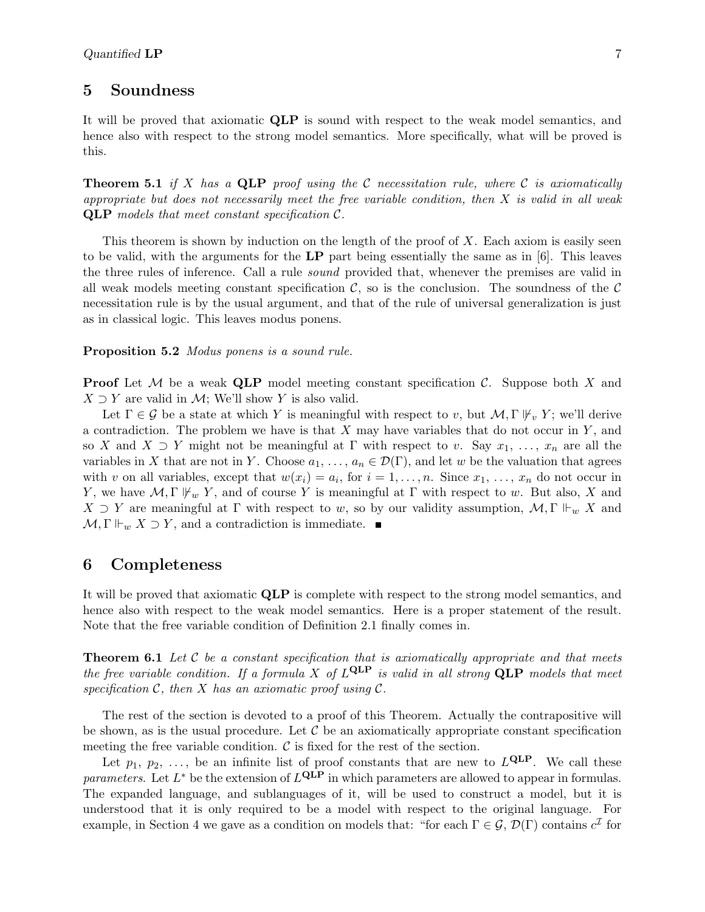## 5 Soundness

It will be proved that axiomatic **QLP** is sound with respect to the weak model semantics, and hence also with respect to the strong model semantics. More specifically, what will be proved is this.

**Theorem 5.1** *if $X$ has a* **QLP** *proof using the $\mathcal{C}$ necessitation rule, where $\mathcal{C}$ is axiomatically appropriate but does not necessarily meet the free variable condition, then $X$ is valid in all weak* **QLP** *models that meet constant specification $\mathcal{C}$.*

This theorem is shown by induction on the length of the proof of $X$. Each axiom is easily seen to be valid, with the arguments for the **LP** part being essentially the same as in [6]. This leaves the three rules of inference. Call a rule *sound* provided that, whenever the premises are valid in all weak models meeting constant specification $\mathcal{C}$, so is the conclusion. The soundness of the $\mathcal{C}$ necessitation rule is by the usual argument, and that of the rule of universal generalization is just as in classical logic. This leaves modus ponens.

**Proposition 5.2** *Modus ponens is a sound rule.*

**Proof** Let $\mathcal{M}$ be a weak **QLP** model meeting constant specification $\mathcal{C}$. Suppose both $X$ and $X \supset Y$ are valid in $\mathcal{M}$; We'll show $Y$ is also valid.

Let $\Gamma \in \mathcal{G}$ be a state at which $Y$ is meaningful with respect to $v$, but $\mathcal{M}, \Gamma \not\Vdash_v Y$; we'll derive a contradiction. The problem we have is that $X$ may have variables that do not occur in $Y$, and so $X$ and $X \supset Y$ might not be meaningful at $\Gamma$ with respect to $v$. Say $x_1, \ldots, x_n$ are all the variables in $X$ that are not in $Y$. Choose $a_1, \ldots, a_n \in \mathcal{D}(\Gamma)$, and let $w$ be the valuation that agrees with $v$ on all variables, except that $w(x_i) = a_i$, for $i = 1, \ldots, n$. Since $x_1, \ldots, x_n$ do not occur in $Y$, we have $\mathcal{M}, \Gamma \not\Vdash_w Y$, and of course $Y$ is meaningful at $\Gamma$ with respect to $w$. But also, $X$ and $X \supset Y$ are meaningful at $\Gamma$ with respect to $w$, so by our validity assumption, $\mathcal{M}, \Gamma \Vdash_w X$ and $\mathcal{M}, \Gamma \Vdash_w X \supset Y$, and a contradiction is immediate. ■

## 6 Completeness

It will be proved that axiomatic **QLP** is complete with respect to the strong model semantics, and hence also with respect to the weak model semantics. Here is a proper statement of the result. Note that the free variable condition of Definition 2.1 finally comes in.

**Theorem 6.1** *Let $\mathcal{C}$ be a constant specification that is axiomatically appropriate and that meets the free variable condition. If a formula $X$ of $L^{\mathbf{QLP}}$ is valid in all strong* **QLP** *models that meet specification $\mathcal{C}$, then $X$ has an axiomatic proof using $\mathcal{C}$.*

The rest of the section is devoted to a proof of this Theorem. Actually the contrapositive will be shown, as is the usual procedure. Let $\mathcal{C}$ be an axiomatically appropriate constant specification meeting the free variable condition. $\mathcal{C}$ is fixed for the rest of the section.

Let $p_1, p_2, \ldots,$ be an infinite list of proof constants that are new to $L^{\mathbf{QLP}}$. We call these *parameters*. Let $L^*$ be the extension of $L^{\mathbf{QLP}}$ in which parameters are allowed to appear in formulas. The expanded language, and sublanguages of it, will be used to construct a model, but it is understood that it is only required to be a model with respect to the original language. For example, in Section 4 we gave as a condition on models that: "for each $\Gamma \in \mathcal{G}$, $\mathcal{D}(\Gamma)$ contains $c^{\mathcal{I}}$ for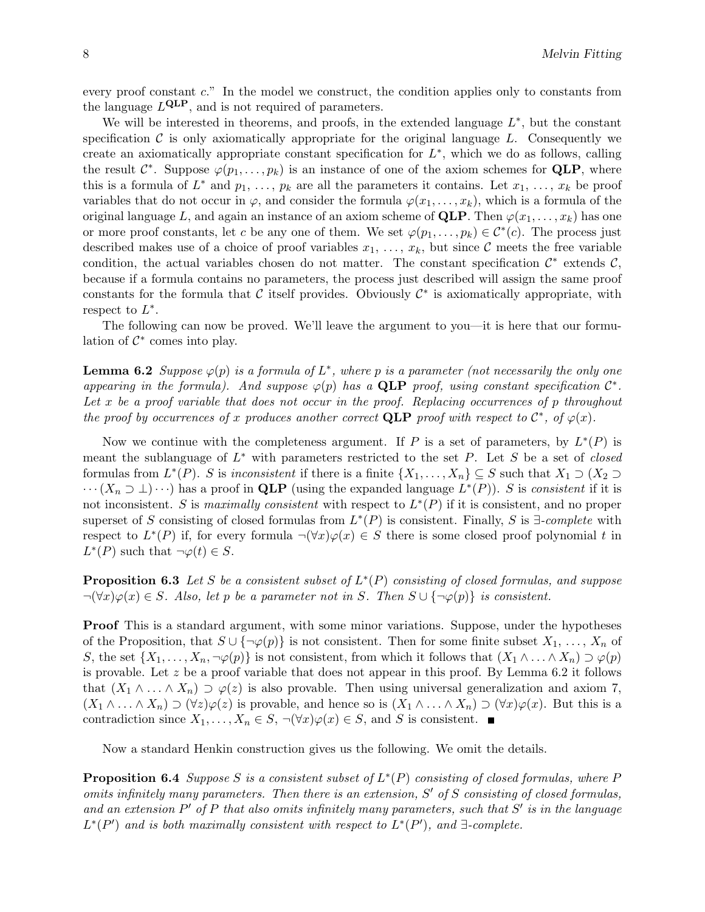every proof constant $c$." In the model we construct, the condition applies only to constants from the language $L^{\mathbf{QLP}}$, and is not required of parameters.

We will be interested in theorems, and proofs, in the extended language $L^*$, but the constant specification $\mathcal{C}$ is only axiomatically appropriate for the original language $L$. Consequently we create an axiomatically appropriate constant specification for $L^*$, which we do as follows, calling the result $\mathcal{C}^*$. Suppose $\varphi(p_1, \ldots, p_k)$ is an instance of one of the axiom schemes for **QLP**, where this is a formula of $L^*$ and $p_1, \ldots, p_k$ are all the parameters it contains. Let $x_1, \ldots, x_k$ be proof variables that do not occur in $\varphi$, and consider the formula $\varphi(x_1, \ldots, x_k)$, which is a formula of the original language $L$, and again an instance of an axiom scheme of **QLP**. Then $\varphi(x_1, \ldots, x_k)$ has one or more proof constants, let $c$ be any one of them. We set $\varphi(p_1, \ldots, p_k) \in \mathcal{C}^*(c)$. The process just described makes use of a choice of proof variables $x_1, \ldots, x_k$, but since $\mathcal{C}$ meets the free variable condition, the actual variables chosen do not matter. The constant specification $\mathcal{C}^*$ extends $\mathcal{C}$, because if a formula contains no parameters, the process just described will assign the same proof constants for the formula that $\mathcal{C}$ itself provides. Obviously $\mathcal{C}^*$ is axiomatically appropriate, with respect to $L^*$.

The following can now be proved. We'll leave the argument to you—it is here that our formulation of $\mathcal{C}^*$ comes into play.

**Lemma 6.2** *Suppose $\varphi(p)$ is a formula of $L^*$, where $p$ is a parameter (not necessarily the only one appearing in the formula). And suppose $\varphi(p)$ has a* **QLP** *proof, using constant specification $\mathcal{C}^*$. Let $x$ be a proof variable that does not occur in the proof. Replacing occurrences of $p$ throughout the proof by occurrences of $x$ produces another correct* **QLP** *proof with respect to $\mathcal{C}^*$, of $\varphi(x)$.*

Now we continue with the completeness argument. If $P$ is a set of parameters, by $L^*(P)$ is meant the sublanguage of $L^*$ with parameters restricted to the set $P$. Let $S$ be a set of *closed* formulas from $L^*(P)$. $S$ is *inconsistent* if there is a finite $\{X_1, \ldots, X_n\} \subseteq S$ such that $X_1 \supset (X_2 \supset \cdots (X_n \supset \bot) \cdots)$ has a proof in **QLP** (using the expanded language $L^*(P)$). $S$ is *consistent* if it is not inconsistent. $S$ is *maximally consistent* with respect to $L^*(P)$ if it is consistent, and no proper superset of $S$ consisting of closed formulas from $L^*(P)$ is consistent. Finally, $S$ is *$\exists$-complete* with respect to $L^*(P)$ if, for every formula $\neg(\forall x)\varphi(x) \in S$ there is some closed proof polynomial $t$ in $L^*(P)$ such that $\neg\varphi(t) \in S$.

**Proposition 6.3** *Let $S$ be a consistent subset of $L^*(P)$ consisting of closed formulas, and suppose $\neg(\forall x)\varphi(x) \in S$. Also, let $p$ be a parameter not in $S$. Then $S \cup \{\neg\varphi(p)\}$ is consistent.*

**Proof** This is a standard argument, with some minor variations. Suppose, under the hypotheses of the Proposition, that $S \cup \{\neg\varphi(p)\}$ is not consistent. Then for some finite subset $X_1, \ldots, X_n$ of $S$, the set $\{X_1, \ldots, X_n, \neg\varphi(p)\}$ is not consistent, from which it follows that $(X_1 \wedge \ldots \wedge X_n) \supset \varphi(p)$ is provable. Let $z$ be a proof variable that does not appear in this proof. By Lemma 6.2 it follows that $(X_1 \wedge \ldots \wedge X_n) \supset \varphi(z)$ is also provable. Then using universal generalization and axiom 7, $(X_1 \wedge \ldots \wedge X_n) \supset (\forall z)\varphi(z)$ is provable, and hence so is $(X_1 \wedge \ldots \wedge X_n) \supset (\forall x)\varphi(x)$. But this is a contradiction since $X_1, \ldots, X_n \in S$, $\neg(\forall x)\varphi(x) \in S$, and $S$ is consistent. ∎

Now a standard Henkin construction gives us the following. We omit the details.

**Proposition 6.4** *Suppose $S$ is a consistent subset of $L^*(P)$ consisting of closed formulas, where $P$ omits infinitely many parameters. Then there is an extension, $S'$ of $S$ consisting of closed formulas, and an extension $P'$ of $P$ that also omits infinitely many parameters, such that $S'$ is in the language $L^*(P')$ and is both maximally consistent with respect to $L^*(P')$, and $\exists$-complete.*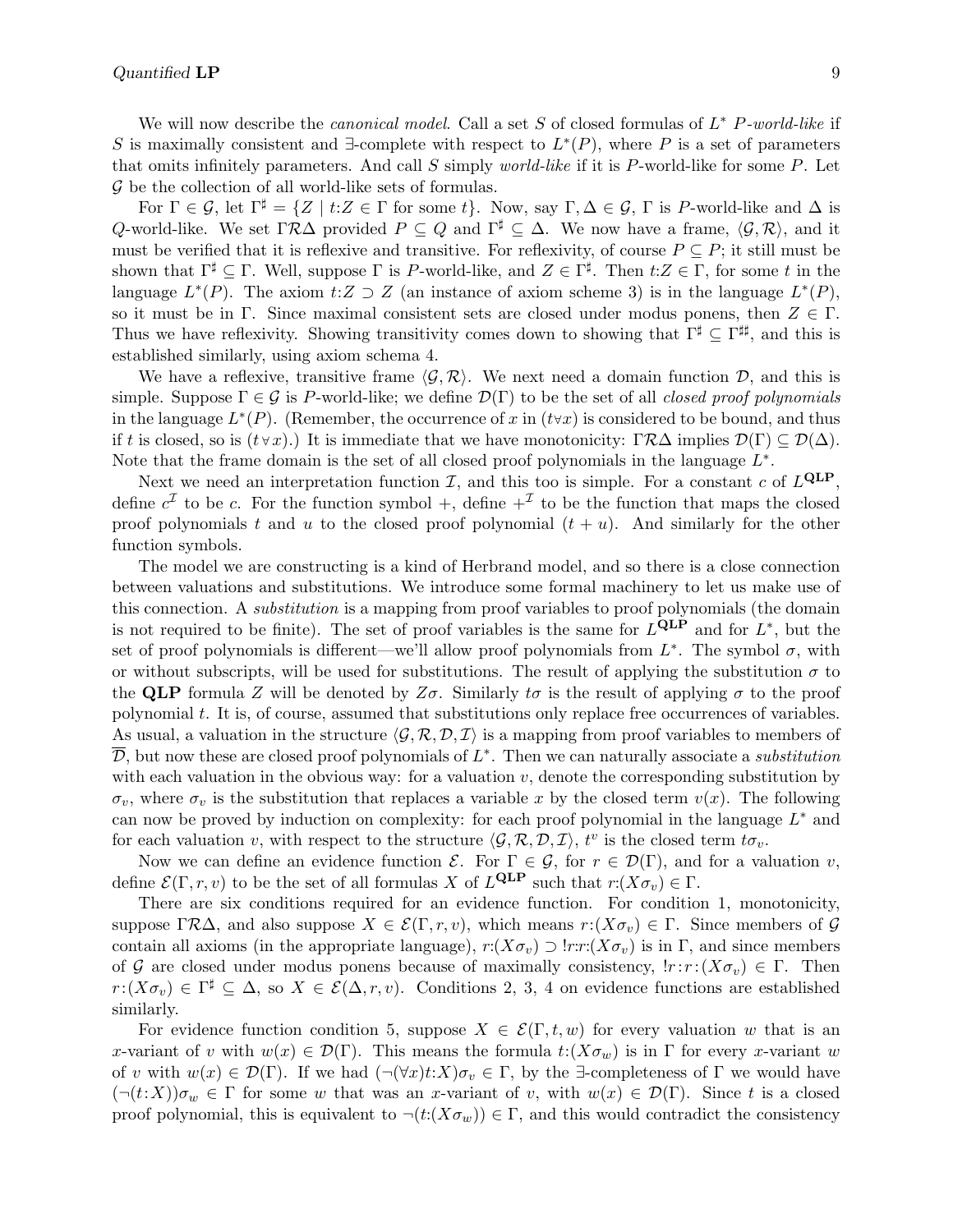We will now describe the *canonical model*. Call a set $S$ of closed formulas of $L^*$ $P$-*world-like* if $S$ is maximally consistent and $\exists$-complete with respect to $L^*(P)$, where $P$ is a set of parameters that omits infinitely parameters. And call $S$ simply *world-like* if it is $P$-world-like for some $P$. Let $\mathcal{G}$ be the collection of all world-like sets of formulas.

For $\Gamma \in \mathcal{G}$, let $\Gamma^\sharp = \{Z \mid t{:}Z \in \Gamma \text{ for some } t\}$. Now, say $\Gamma, \Delta \in \mathcal{G}$, $\Gamma$ is $P$-world-like and $\Delta$ is $Q$-world-like. We set $\Gamma \mathcal{R} \Delta$ provided $P \subseteq Q$ and $\Gamma^\sharp \subseteq \Delta$. We now have a frame, $\langle \mathcal{G}, \mathcal{R} \rangle$, and it must be verified that it is reflexive and transitive. For reflexivity, of course $P \subseteq P$; it still must be shown that $\Gamma^\sharp \subseteq \Gamma$. Well, suppose $\Gamma$ is $P$-world-like, and $Z \in \Gamma^\sharp$. Then $t{:}Z \in \Gamma$, for some $t$ in the language $L^*(P)$. The axiom $t{:}Z \supset Z$ (an instance of axiom scheme 3) is in the language $L^*(P)$, so it must be in $\Gamma$. Since maximal consistent sets are closed under modus ponens, then $Z \in \Gamma$. Thus we have reflexivity. Showing transitivity comes down to showing that $\Gamma^\sharp \subseteq \Gamma^{\sharp\sharp}$, and this is established similarly, using axiom schema 4.

We have a reflexive, transitive frame $\langle \mathcal{G}, \mathcal{R} \rangle$. We next need a domain function $\mathcal{D}$, and this is simple. Suppose $\Gamma \in \mathcal{G}$ is $P$-world-like; we define $\mathcal{D}(\Gamma)$ to be the set of all *closed proof polynomials* in the language $L^*(P)$. (Remember, the occurrence of $x$ in $(t \forall x)$ is considered to be bound, and thus if $t$ is closed, so is $(t \forall x)$.) It is immediate that we have monotonicity: $\Gamma \mathcal{R} \Delta$ implies $\mathcal{D}(\Gamma) \subseteq \mathcal{D}(\Delta)$. Note that the frame domain is the set of all closed proof polynomials in the language $L^*$.

Next we need an interpretation function $\mathcal{I}$, and this too is simple. For a constant $c$ of $L^{\mathbf{QLP}}$, define $c^{\mathcal{I}}$ to be $c$. For the function symbol $+$, define $+^{\mathcal{I}}$ to be the function that maps the closed proof polynomials $t$ and $u$ to the closed proof polynomial $(t + u)$. And similarly for the other function symbols.

The model we are constructing is a kind of Herbrand model, and so there is a close connection between valuations and substitutions. We introduce some formal machinery to let us make use of this connection. A *substitution* is a mapping from proof variables to proof polynomials (the domain is not required to be finite). The set of proof variables is the same for $L^{\mathbf{QLP}}$ and for $L^*$, but the set of proof polynomials is different—we'll allow proof polynomials from $L^*$. The symbol $\sigma$, with or without subscripts, will be used for substitutions. The result of applying the substitution $\sigma$ to the **QLP** formula $Z$ will be denoted by $Z\sigma$. Similarly $t\sigma$ is the result of applying $\sigma$ to the proof polynomial $t$. It is, of course, assumed that substitutions only replace free occurrences of variables. As usual, a valuation in the structure $\langle \mathcal{G}, \mathcal{R}, \mathcal{D}, \mathcal{I} \rangle$ is a mapping from proof variables to members of $\overline{\mathcal{D}}$, but now these are closed proof polynomials of $L^*$. Then we can naturally associate a *substitution* with each valuation in the obvious way: for a valuation $v$, denote the corresponding substitution by $\sigma_v$, where $\sigma_v$ is the substitution that replaces a variable $x$ by the closed term $v(x)$. The following can now be proved by induction on complexity: for each proof polynomial in the language $L^*$ and for each valuation $v$, with respect to the structure $\langle \mathcal{G}, \mathcal{R}, \mathcal{D}, \mathcal{I} \rangle$, $t^v$ is the closed term $t\sigma_v$.

Now we can define an evidence function $\mathcal{E}$. For $\Gamma \in \mathcal{G}$, for $r \in \mathcal{D}(\Gamma)$, and for a valuation $v$, define $\mathcal{E}(\Gamma, r, v)$ to be the set of all formulas $X$ of $L^{\mathbf{QLP}}$ such that $r{:}(X\sigma_v) \in \Gamma$.

There are six conditions required for an evidence function. For condition 1, monotonicity, suppose $\Gamma \mathcal{R} \Delta$, and also suppose $X \in \mathcal{E}(\Gamma, r, v)$, which means $r{:}(X\sigma_v) \in \Gamma$. Since members of $\mathcal{G}$ contain all axioms (in the appropriate language), $r{:}(X\sigma_v) \supset !r{:}r{:}(X\sigma_v)$ is in $\Gamma$, and since members of $\mathcal{G}$ are closed under modus ponens because of maximally consistency, $!r{:}r{:}(X\sigma_v) \in \Gamma$. Then $r{:}(X\sigma_v) \in \Gamma^\sharp \subseteq \Delta$, so $X \in \mathcal{E}(\Delta, r, v)$. Conditions 2, 3, 4 on evidence functions are established similarly.

For evidence function condition 5, suppose $X \in \mathcal{E}(\Gamma, t, w)$ for every valuation $w$ that is an $x$-variant of $v$ with $w(x) \in \mathcal{D}(\Gamma)$. This means the formula $t{:}(X\sigma_w)$ is in $\Gamma$ for every $x$-variant $w$ of $v$ with $w(x) \in \mathcal{D}(\Gamma)$. If we had $(\neg(\forall x)t{:}X)\sigma_v \in \Gamma$, by the $\exists$-completeness of $\Gamma$ we would have $(\neg(t{:}X))\sigma_w \in \Gamma$ for some $w$ that was an $x$-variant of $v$, with $w(x) \in \mathcal{D}(\Gamma)$. Since $t$ is a closed proof polynomial, this is equivalent to $\neg(t{:}(X\sigma_w)) \in \Gamma$, and this would contradict the consistency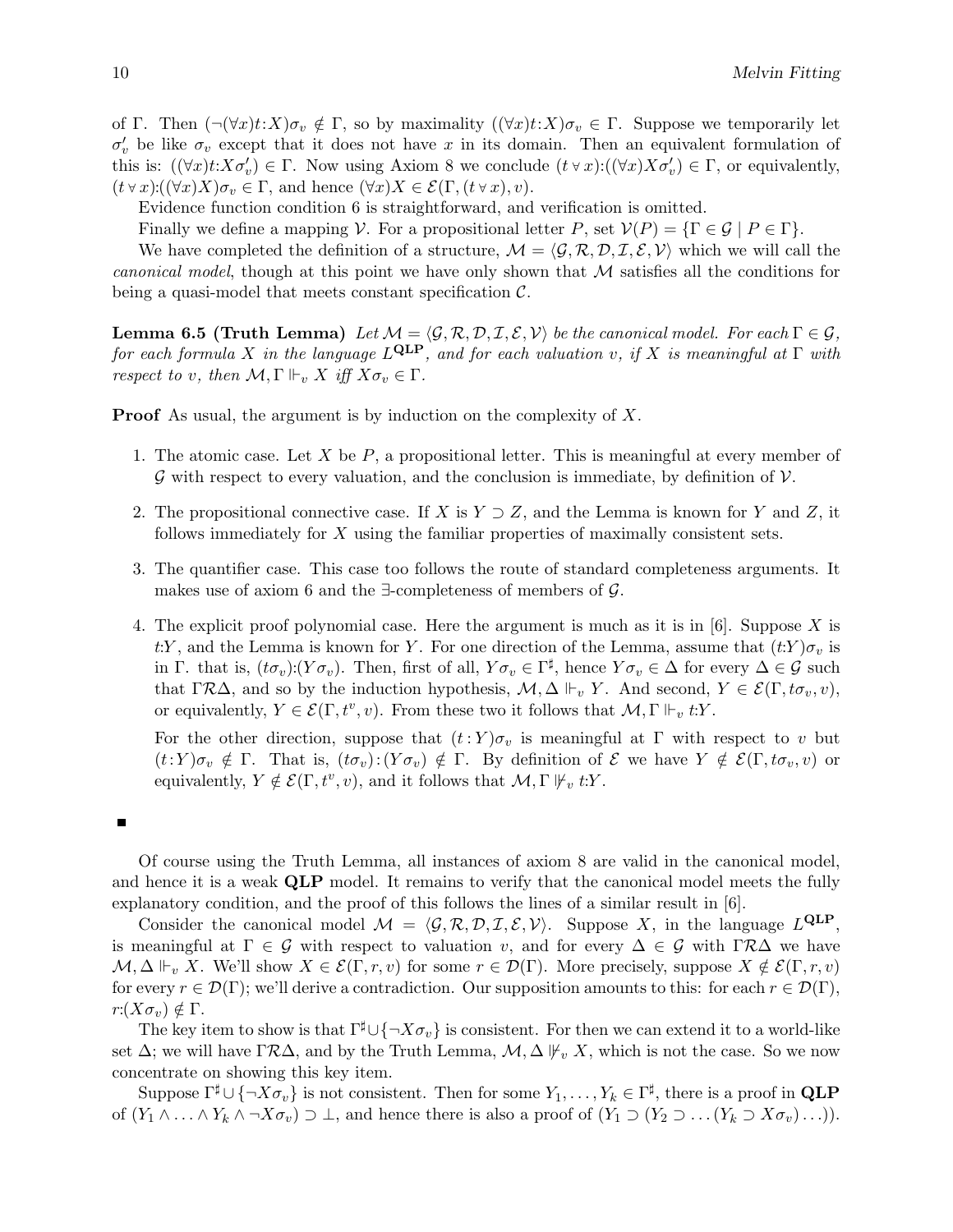of Γ. Then $(\neg(\forall x)t{:}X)\sigma_v \notin \Gamma$, so by maximality $((\forall x)t{:}X)\sigma_v \in \Gamma$. Suppose we temporarily let $\sigma'_v$ be like $\sigma_v$ except that it does not have $x$ in its domain. Then an equivalent formulation of this is: $((\forall x)t{:}X\sigma'_v) \in \Gamma$. Now using Axiom 8 we conclude $(t \,\forall\, x){:}((\forall x)X\sigma'_v) \in \Gamma$, or equivalently, $(t \,\forall\, x){:}((\forall x)X)\sigma_v \in \Gamma$, and hence $(\forall x)X \in \mathcal{E}(\Gamma, (t \,\forall\, x), v)$.

Evidence function condition 6 is straightforward, and verification is omitted.

Finally we define a mapping $\mathcal{V}$. For a propositional letter $P$, set $\mathcal{V}(P) = \{\Gamma \in \mathcal{G} \mid P \in \Gamma\}$.

We have completed the definition of a structure, $\mathcal{M} = \langle \mathcal{G}, \mathcal{R}, \mathcal{D}, \mathcal{I}, \mathcal{E}, \mathcal{V}\rangle$ which we will call the *canonical model*, though at this point we have only shown that $\mathcal{M}$ satisfies all the conditions for being a quasi-model that meets constant specification $\mathcal{C}$.

**Lemma 6.5 (Truth Lemma)** *Let $\mathcal{M} = \langle \mathcal{G}, \mathcal{R}, \mathcal{D}, \mathcal{I}, \mathcal{E}, \mathcal{V}\rangle$ be the canonical model. For each $\Gamma \in \mathcal{G}$, for each formula $X$ in the language $L^{\mathbf{QLP}}$, and for each valuation $v$, if $X$ is meaningful at $\Gamma$ with respect to $v$, then $\mathcal{M}, \Gamma \Vdash_v X$ iff $X\sigma_v \in \Gamma$.*

**Proof** As usual, the argument is by induction on the complexity of $X$.

1. The atomic case. Let $X$ be $P$, a propositional letter. This is meaningful at every member of $\mathcal{G}$ with respect to every valuation, and the conclusion is immediate, by definition of $\mathcal{V}$.

2. The propositional connective case. If $X$ is $Y \supset Z$, and the Lemma is known for $Y$ and $Z$, it follows immediately for $X$ using the familiar properties of maximally consistent sets.

3. The quantifier case. This case too follows the route of standard completeness arguments. It makes use of axiom 6 and the ∃-completeness of members of $\mathcal{G}$.

4. The explicit proof polynomial case. Here the argument is much as it is in [6]. Suppose $X$ is $t{:}Y$, and the Lemma is known for $Y$. For one direction of the Lemma, assume that $(t{:}Y)\sigma_v$ is in Γ. that is, $(t\sigma_v){:}(Y\sigma_v)$. Then, first of all, $Y\sigma_v \in \Gamma^\sharp$, hence $Y\sigma_v \in \Delta$ for every $\Delta \in \mathcal{G}$ such that $\Gamma\mathcal{R}\Delta$, and so by the induction hypothesis, $\mathcal{M}, \Delta \Vdash_v Y$. And second, $Y \in \mathcal{E}(\Gamma, t\sigma_v, v)$, or equivalently, $Y \in \mathcal{E}(\Gamma, t^v, v)$. From these two it follows that $\mathcal{M}, \Gamma \Vdash_v t{:}Y$.

   For the other direction, suppose that $(t{:}Y)\sigma_v$ is meaningful at Γ with respect to $v$ but $(t{:}Y)\sigma_v \notin \Gamma$. That is, $(t\sigma_v){:}(Y\sigma_v) \notin \Gamma$. By definition of $\mathcal{E}$ we have $Y \notin \mathcal{E}(\Gamma, t\sigma_v, v)$ or equivalently, $Y \notin \mathcal{E}(\Gamma, t^v, v)$, and it follows that $\mathcal{M}, \Gamma \not\Vdash_v t{:}Y$.

■

Of course using the Truth Lemma, all instances of axiom 8 are valid in the canonical model, and hence it is a weak **QLP** model. It remains to verify that the canonical model meets the fully explanatory condition, and the proof of this follows the lines of a similar result in [6].

Consider the canonical model $\mathcal{M} = \langle \mathcal{G}, \mathcal{R}, \mathcal{D}, \mathcal{I}, \mathcal{E}, \mathcal{V}\rangle$. Suppose $X$, in the language $L^{\mathbf{QLP}}$, is meaningful at $\Gamma \in \mathcal{G}$ with respect to valuation $v$, and for every $\Delta \in \mathcal{G}$ with $\Gamma\mathcal{R}\Delta$ we have $\mathcal{M}, \Delta \Vdash_v X$. We'll show $X \in \mathcal{E}(\Gamma, r, v)$ for some $r \in \mathcal{D}(\Gamma)$. More precisely, suppose $X \notin \mathcal{E}(\Gamma, r, v)$ for every $r \in \mathcal{D}(\Gamma)$; we'll derive a contradiction. Our supposition amounts to this: for each $r \in \mathcal{D}(\Gamma)$, $r{:}(X\sigma_v) \notin \Gamma$.

The key item to show is that $\Gamma^\sharp \cup \{\neg X\sigma_v\}$ is consistent. For then we can extend it to a world-like set Δ; we will have $\Gamma\mathcal{R}\Delta$, and by the Truth Lemma, $\mathcal{M}, \Delta \not\Vdash_v X$, which is not the case. So we now concentrate on showing this key item.

Suppose $\Gamma^\sharp \cup \{\neg X\sigma_v\}$ is not consistent. Then for some $Y_1, \ldots, Y_k \in \Gamma^\sharp$, there is a proof in **QLP** of $(Y_1 \wedge \ldots \wedge Y_k \wedge \neg X\sigma_v) \supset \bot$, and hence there is also a proof of $(Y_1 \supset (Y_2 \supset \ldots (Y_k \supset X\sigma_v)\ldots))$.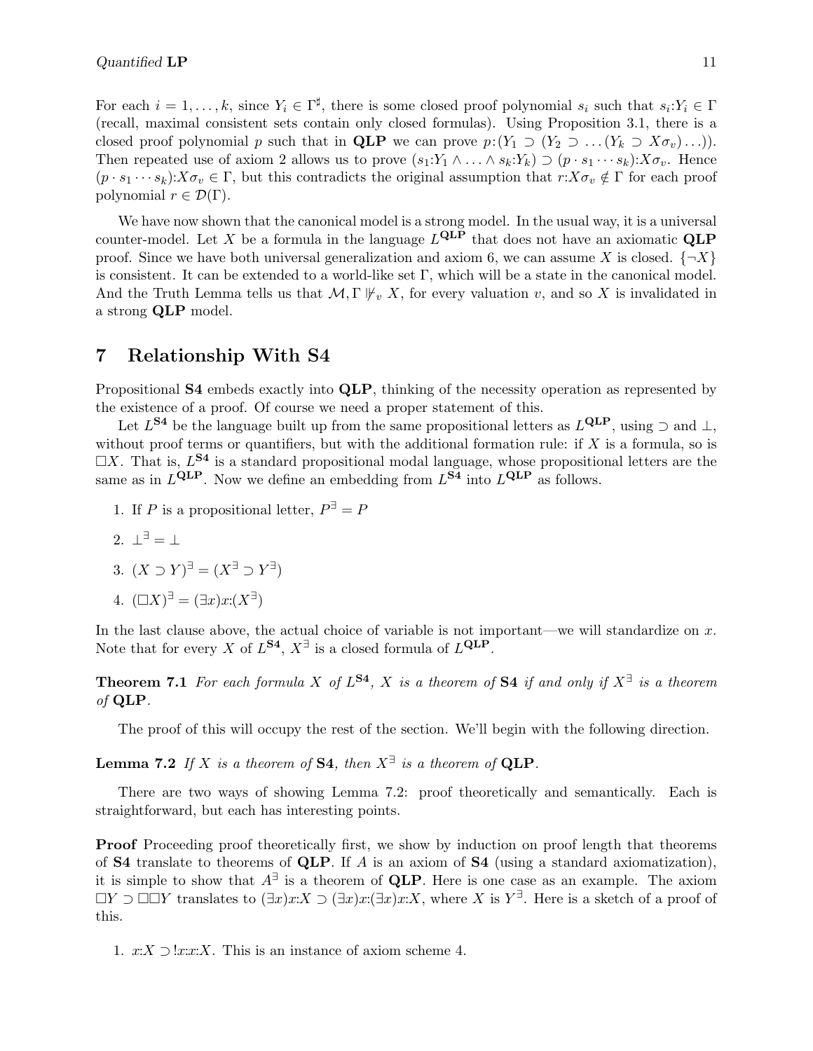For each $i = 1, \ldots, k$, since $Y_i \in \Gamma^\sharp$, there is some closed proof polynomial $s_i$ such that $s_i{:}Y_i \in \Gamma$ (recall, maximal consistent sets contain only closed formulas). Using Proposition 3.1, there is a closed proof polynomial $p$ such that in **QLP** we can prove $p{:}(Y_1 \supset (Y_2 \supset \ldots (Y_k \supset X\sigma_v)\ldots))$. Then repeated use of axiom 2 allows us to prove $(s_1{:}Y_1 \wedge \ldots \wedge s_k{:}Y_k) \supset (p \cdot s_1 \cdots s_k){:}X\sigma_v$. Hence $(p \cdot s_1 \cdots s_k){:}X\sigma_v \in \Gamma$, but this contradicts the original assumption that $r{:}X\sigma_v \notin \Gamma$ for each proof polynomial $r \in \mathcal{D}(\Gamma)$.

We have now shown that the canonical model is a strong model. In the usual way, it is a universal counter-model. Let $X$ be a formula in the language $L^{\mathbf{QLP}}$ that does not have an axiomatic **QLP** proof. Since we have both universal generalization and axiom 6, we can assume $X$ is closed. $\{\neg X\}$ is consistent. It can be extended to a world-like set $\Gamma$, which will be a state in the canonical model. And the Truth Lemma tells us that $\mathcal{M}, \Gamma \not\Vdash_v X$, for every valuation $v$, and so $X$ is invalidated in a strong **QLP** model.

# 7 Relationship With S4

Propositional **S4** embeds exactly into **QLP**, thinking of the necessity operation as represented by the existence of a proof. Of course we need a proper statement of this.

Let $L^{\mathbf{S4}}$ be the language built up from the same propositional letters as $L^{\mathbf{QLP}}$, using $\supset$ and $\bot$, without proof terms or quantifiers, but with the additional formation rule: if $X$ is a formula, so is $\Box X$. That is, $L^{\mathbf{S4}}$ is a standard propositional modal language, whose propositional letters are the same as in $L^{\mathbf{QLP}}$. Now we define an embedding from $L^{\mathbf{S4}}$ into $L^{\mathbf{QLP}}$ as follows.

1. If $P$ is a propositional letter, $P^\exists = P$
2. $\bot^\exists = \bot$
3. $(X \supset Y)^\exists = (X^\exists \supset Y^\exists)$
4. $(\Box X)^\exists = (\exists x)x{:}(X^\exists)$

In the last clause above, the actual choice of variable is not important—we will standardize on $x$. Note that for every $X$ of $L^{\mathbf{S4}}$, $X^\exists$ is a closed formula of $L^{\mathbf{QLP}}$.

**Theorem 7.1** *For each formula $X$ of $L^{\mathbf{S4}}$, $X$ is a theorem of* **S4** *if and only if $X^\exists$ is a theorem of* **QLP**.

The proof of this will occupy the rest of the section. We'll begin with the following direction.

**Lemma 7.2** *If $X$ is a theorem of* **S4**, *then $X^\exists$ is a theorem of* **QLP**.

There are two ways of showing Lemma 7.2: proof theoretically and semantically. Each is straightforward, but each has interesting points.

**Proof** Proceeding proof theoretically first, we show by induction on proof length that theorems of **S4** translate to theorems of **QLP**. If $A$ is an axiom of **S4** (using a standard axiomatization), it is simple to show that $A^\exists$ is a theorem of **QLP**. Here is one case as an example. The axiom $\Box Y \supset \Box\Box Y$ translates to $(\exists x)x{:}X \supset (\exists x)x{:}(\exists x)x{:}X$, where $X$ is $Y^\exists$. Here is a sketch of a proof of this.

1. $x{:}X \supset !x{:}x{:}X$. This is an instance of axiom scheme 4.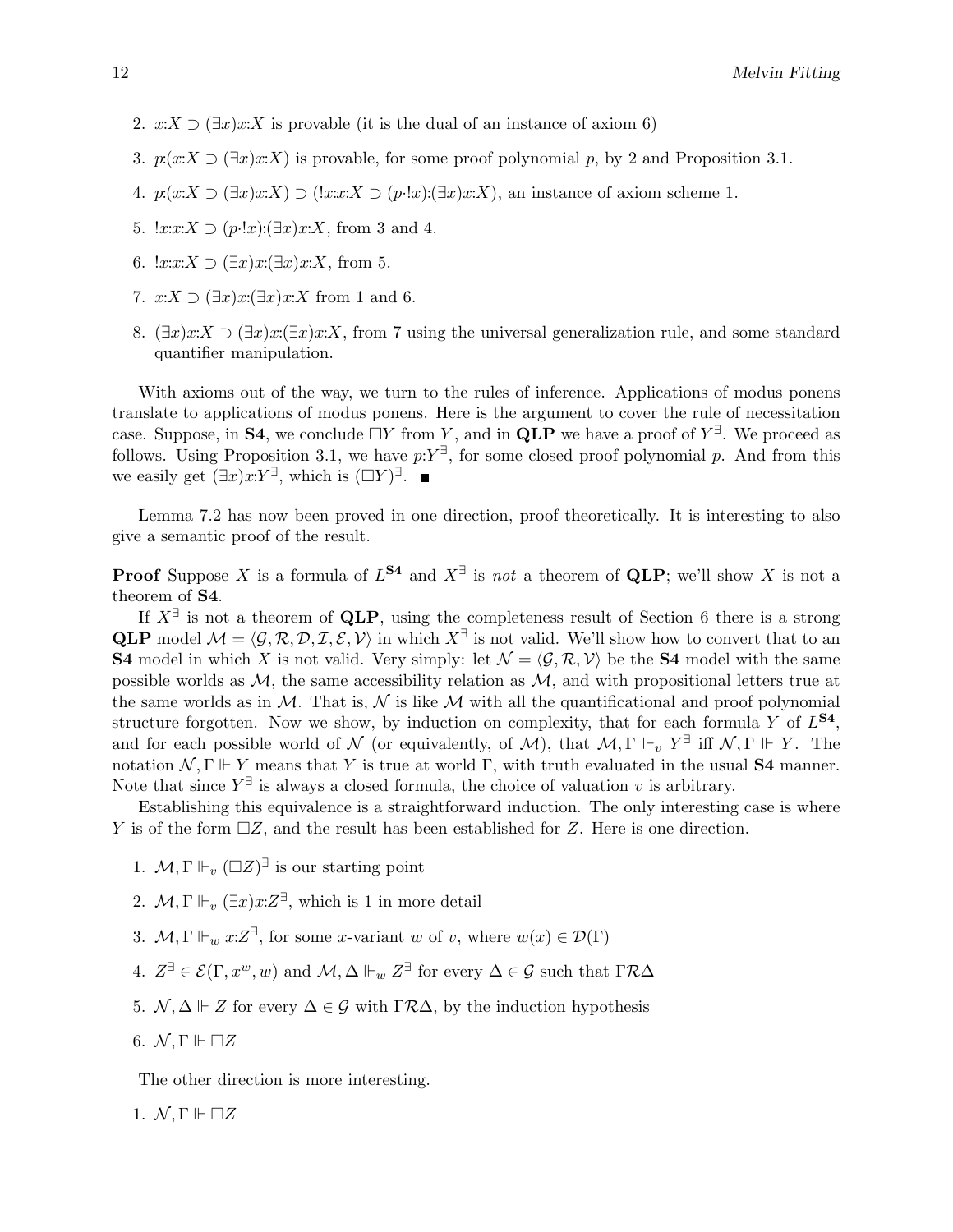2. $x{:}X \supset (\exists x)x{:}X$ is provable (it is the dual of an instance of axiom 6)

3. $p{:}(x{:}X \supset (\exists x)x{:}X)$ is provable, for some proof polynomial $p$, by 2 and Proposition 3.1.

4. $p{:}(x{:}X \supset (\exists x)x{:}X) \supset (!x{:}x{:}X \supset (p{\cdot}!x){:}(\exists x)x{:}X)$, an instance of axiom scheme 1.

5. $!x{:}x{:}X \supset (p{\cdot}!x){:}(\exists x)x{:}X$, from 3 and 4.

6. $!x{:}x{:}X \supset (\exists x)x{:}(\exists x)x{:}X$, from 5.

7. $x{:}X \supset (\exists x)x{:}(\exists x)x{:}X$ from 1 and 6.

8. $(\exists x)x{:}X \supset (\exists x)x{:}(\exists x)x{:}X$, from 7 using the universal generalization rule, and some standard quantifier manipulation.

With axioms out of the way, we turn to the rules of inference. Applications of modus ponens translate to applications of modus ponens. Here is the argument to cover the rule of necessitation case. Suppose, in **S4**, we conclude $\Box Y$ from $Y$, and in **QLP** we have a proof of $Y^{\exists}$. We proceed as follows. Using Proposition 3.1, we have $p{:}Y^{\exists}$, for some closed proof polynomial $p$. And from this we easily get $(\exists x)x{:}Y^{\exists}$, which is $(\Box Y)^{\exists}$. ■

Lemma 7.2 has now been proved in one direction, proof theoretically. It is interesting to also give a semantic proof of the result.

**Proof** Suppose $X$ is a formula of $L^{\mathbf{S4}}$ and $X^{\exists}$ is *not* a theorem of **QLP**; we'll show $X$ is not a theorem of **S4**.

If $X^{\exists}$ is not a theorem of **QLP**, using the completeness result of Section 6 there is a strong **QLP** model $\mathcal{M} = \langle \mathcal{G}, \mathcal{R}, \mathcal{D}, \mathcal{I}, \mathcal{E}, \mathcal{V} \rangle$ in which $X^{\exists}$ is not valid. We'll show how to convert that to an **S4** model in which $X$ is not valid. Very simply: let $\mathcal{N} = \langle \mathcal{G}, \mathcal{R}, \mathcal{V} \rangle$ be the **S4** model with the same possible worlds as $\mathcal{M}$, the same accessibility relation as $\mathcal{M}$, and with propositional letters true at the same worlds as in $\mathcal{M}$. That is, $\mathcal{N}$ is like $\mathcal{M}$ with all the quantificational and proof polynomial structure forgotten. Now we show, by induction on complexity, that for each formula $Y$ of $L^{\mathbf{S4}}$, and for each possible world of $\mathcal{N}$ (or equivalently, of $\mathcal{M}$), that $\mathcal{M}, \Gamma \Vdash_v Y^{\exists}$ iff $\mathcal{N}, \Gamma \Vdash Y$. The notation $\mathcal{N}, \Gamma \Vdash Y$ means that $Y$ is true at world $\Gamma$, with truth evaluated in the usual **S4** manner. Note that since $Y^{\exists}$ is always a closed formula, the choice of valuation $v$ is arbitrary.

Establishing this equivalence is a straightforward induction. The only interesting case is where $Y$ is of the form $\Box Z$, and the result has been established for $Z$. Here is one direction.

1. $\mathcal{M}, \Gamma \Vdash_v (\Box Z)^{\exists}$ is our starting point

2. $\mathcal{M}, \Gamma \Vdash_v (\exists x)x{:}Z^{\exists}$, which is 1 in more detail

3. $\mathcal{M}, \Gamma \Vdash_w x{:}Z^{\exists}$, for some $x$-variant $w$ of $v$, where $w(x) \in \mathcal{D}(\Gamma)$

4. $Z^{\exists} \in \mathcal{E}(\Gamma, x^w, w)$ and $\mathcal{M}, \Delta \Vdash_w Z^{\exists}$ for every $\Delta \in \mathcal{G}$ such that $\Gamma \mathcal{R} \Delta$

5. $\mathcal{N}, \Delta \Vdash Z$ for every $\Delta \in \mathcal{G}$ with $\Gamma \mathcal{R} \Delta$, by the induction hypothesis

6. $\mathcal{N}, \Gamma \Vdash \Box Z$

The other direction is more interesting.

1. $\mathcal{N}, \Gamma \Vdash \Box Z$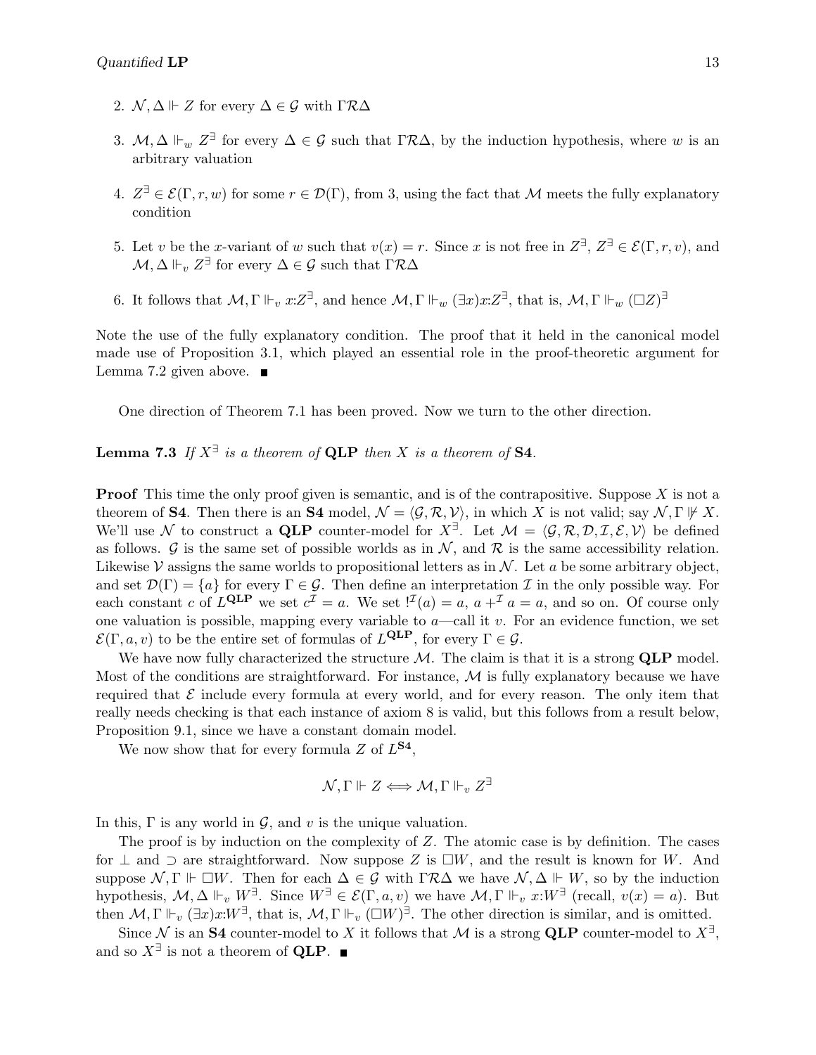2. $\mathcal{N}, \Delta \Vdash Z$ for every $\Delta \in \mathcal{G}$ with $\Gamma\mathcal{R}\Delta$

3. $\mathcal{M}, \Delta \Vdash_w Z^\exists$ for every $\Delta \in \mathcal{G}$ such that $\Gamma\mathcal{R}\Delta$, by the induction hypothesis, where $w$ is an arbitrary valuation

4. $Z^\exists \in \mathcal{E}(\Gamma, r, w)$ for some $r \in \mathcal{D}(\Gamma)$, from 3, using the fact that $\mathcal{M}$ meets the fully explanatory condition

5. Let $v$ be the $x$-variant of $w$ such that $v(x) = r$. Since $x$ is not free in $Z^\exists$, $Z^\exists \in \mathcal{E}(\Gamma, r, v)$, and $\mathcal{M}, \Delta \Vdash_v Z^\exists$ for every $\Delta \in \mathcal{G}$ such that $\Gamma\mathcal{R}\Delta$

6. It follows that $\mathcal{M}, \Gamma \Vdash_v x{:}Z^\exists$, and hence $\mathcal{M}, \Gamma \Vdash_w (\exists x)x{:}Z^\exists$, that is, $\mathcal{M}, \Gamma \Vdash_w (\Box Z)^\exists$

Note the use of the fully explanatory condition. The proof that it held in the canonical model made use of Proposition 3.1, which played an essential role in the proof-theoretic argument for Lemma 7.2 given above. ∎

One direction of Theorem 7.1 has been proved. Now we turn to the other direction.

**Lemma 7.3** *If $X^\exists$ is a theorem of* **QLP** *then $X$ is a theorem of* **S4**.

**Proof** This time the only proof given is semantic, and is of the contrapositive. Suppose $X$ is not a theorem of **S4**. Then there is an **S4** model, $\mathcal{N} = \langle \mathcal{G}, \mathcal{R}, \mathcal{V} \rangle$, in which $X$ is not valid; say $\mathcal{N}, \Gamma \not\Vdash X$. We'll use $\mathcal{N}$ to construct a **QLP** counter-model for $X^\exists$. Let $\mathcal{M} = \langle \mathcal{G}, \mathcal{R}, \mathcal{D}, \mathcal{I}, \mathcal{E}, \mathcal{V} \rangle$ be defined as follows. $\mathcal{G}$ is the same set of possible worlds as in $\mathcal{N}$, and $\mathcal{R}$ is the same accessibility relation. Likewise $\mathcal{V}$ assigns the same worlds to propositional letters as in $\mathcal{N}$. Let $a$ be some arbitrary object, and set $\mathcal{D}(\Gamma) = \{a\}$ for every $\Gamma \in \mathcal{G}$. Then define an interpretation $\mathcal{I}$ in the only possible way. For each constant $c$ of $L^{\mathbf{QLP}}$ we set $c^\mathcal{I} = a$. We set $!^\mathcal{I}(a) = a$, $a +^\mathcal{I} a = a$, and so on. Of course only one valuation is possible, mapping every variable to $a$—call it $v$. For an evidence function, we set $\mathcal{E}(\Gamma, a, v)$ to be the entire set of formulas of $L^{\mathbf{QLP}}$, for every $\Gamma \in \mathcal{G}$.

We have now fully characterized the structure $\mathcal{M}$. The claim is that it is a strong **QLP** model. Most of the conditions are straightforward. For instance, $\mathcal{M}$ is fully explanatory because we have required that $\mathcal{E}$ include every formula at every world, and for every reason. The only item that really needs checking is that each instance of axiom 8 is valid, but this follows from a result below, Proposition 9.1, since we have a constant domain model.

We now show that for every formula $Z$ of $L^{\mathbf{S4}}$,

$$\mathcal{N}, \Gamma \Vdash Z \Longleftrightarrow \mathcal{M}, \Gamma \Vdash_v Z^\exists$$

In this, $\Gamma$ is any world in $\mathcal{G}$, and $v$ is the unique valuation.

The proof is by induction on the complexity of $Z$. The atomic case is by definition. The cases for $\bot$ and $\supset$ are straightforward. Now suppose $Z$ is $\Box W$, and the result is known for $W$. And suppose $\mathcal{N}, \Gamma \Vdash \Box W$. Then for each $\Delta \in \mathcal{G}$ with $\Gamma\mathcal{R}\Delta$ we have $\mathcal{N}, \Delta \Vdash W$, so by the induction hypothesis, $\mathcal{M}, \Delta \Vdash_v W^\exists$. Since $W^\exists \in \mathcal{E}(\Gamma, a, v)$ we have $\mathcal{M}, \Gamma \Vdash_v x{:}W^\exists$ (recall, $v(x) = a$). But then $\mathcal{M}, \Gamma \Vdash_v (\exists x)x{:}W^\exists$, that is, $\mathcal{M}, \Gamma \Vdash_v (\Box W)^\exists$. The other direction is similar, and is omitted.

Since $\mathcal{N}$ is an **S4** counter-model to $X$ it follows that $\mathcal{M}$ is a strong **QLP** counter-model to $X^\exists$, and so $X^\exists$ is not a theorem of **QLP**. ∎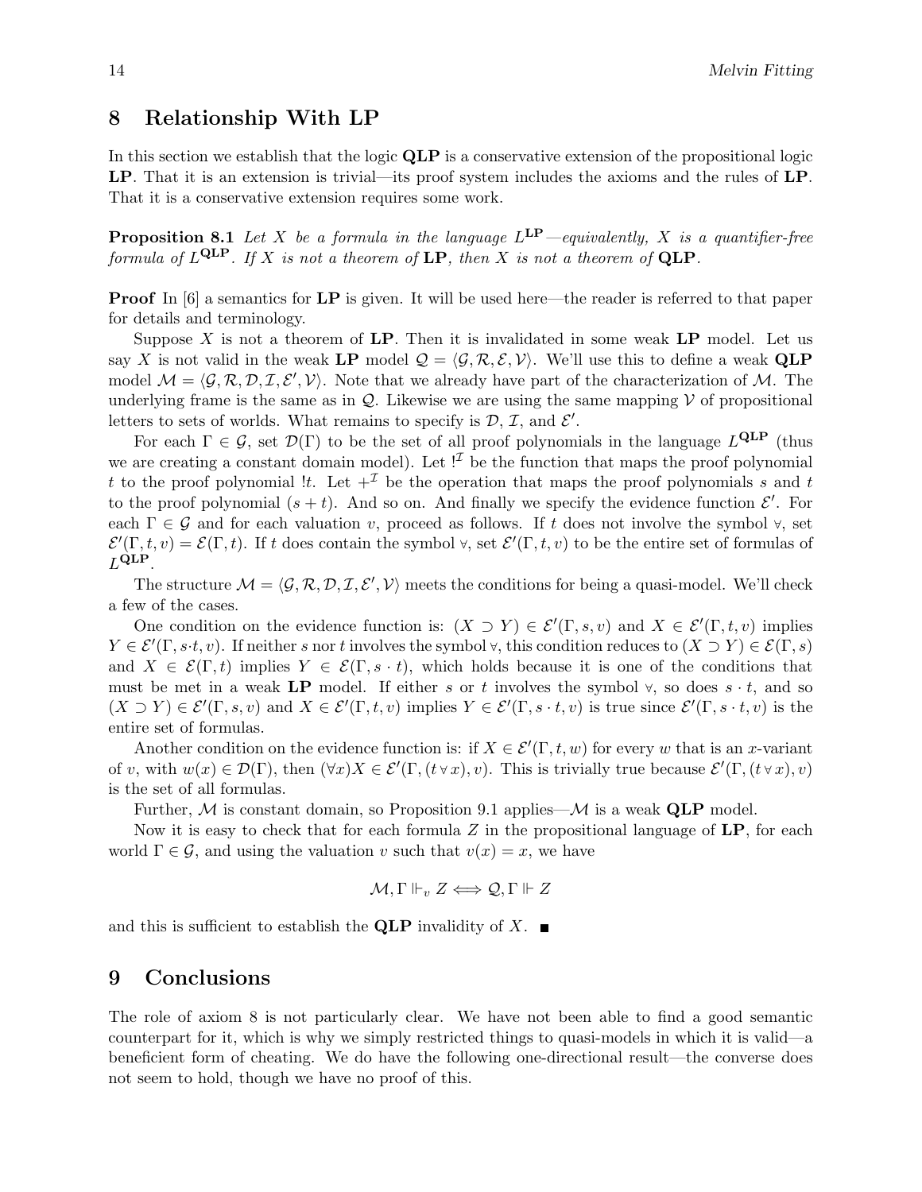## 8 Relationship With LP

In this section we establish that the logic **QLP** is a conservative extension of the propositional logic **LP**. That it is an extension is trivial—its proof system includes the axioms and the rules of **LP**. That it is a conservative extension requires some work.

**Proposition 8.1** *Let $X$ be a formula in the language $L^{\mathbf{LP}}$—equivalently, $X$ is a quantifier-free formula of $L^{\mathbf{QLP}}$. If $X$ is not a theorem of* **LP**, *then $X$ is not a theorem of* **QLP**.

**Proof** In [6] a semantics for **LP** is given. It will be used here—the reader is referred to that paper for details and terminology.

Suppose $X$ is not a theorem of **LP**. Then it is invalidated in some weak **LP** model. Let us say $X$ is not valid in the weak **LP** model $\mathcal{Q} = \langle \mathcal{G}, \mathcal{R}, \mathcal{E}, \mathcal{V} \rangle$. We'll use this to define a weak **QLP** model $\mathcal{M} = \langle \mathcal{G}, \mathcal{R}, \mathcal{D}, \mathcal{I}, \mathcal{E}', \mathcal{V} \rangle$. Note that we already have part of the characterization of $\mathcal{M}$. The underlying frame is the same as in $\mathcal{Q}$. Likewise we are using the same mapping $\mathcal{V}$ of propositional letters to sets of worlds. What remains to specify is $\mathcal{D}$, $\mathcal{I}$, and $\mathcal{E}'$.

For each $\Gamma \in \mathcal{G}$, set $\mathcal{D}(\Gamma)$ to be the set of all proof polynomials in the language $L^{\mathbf{QLP}}$ (thus we are creating a constant domain model). Let $!^{\mathcal{I}}$ be the function that maps the proof polynomial $t$ to the proof polynomial $!t$. Let $+^{\mathcal{I}}$ be the operation that maps the proof polynomials $s$ and $t$ to the proof polynomial $(s + t)$. And so on. And finally we specify the evidence function $\mathcal{E}'$. For each $\Gamma \in \mathcal{G}$ and for each valuation $v$, proceed as follows. If $t$ does not involve the symbol $\forall$, set $\mathcal{E}'(\Gamma, t, v) = \mathcal{E}(\Gamma, t)$. If $t$ does contain the symbol $\forall$, set $\mathcal{E}'(\Gamma, t, v)$ to be the entire set of formulas of $L^{\mathbf{QLP}}$.

The structure $\mathcal{M} = \langle \mathcal{G}, \mathcal{R}, \mathcal{D}, \mathcal{I}, \mathcal{E}', \mathcal{V} \rangle$ meets the conditions for being a quasi-model. We'll check a few of the cases.

One condition on the evidence function is: $(X \supset Y) \in \mathcal{E}'(\Gamma, s, v)$ and $X \in \mathcal{E}'(\Gamma, t, v)$ implies $Y \in \mathcal{E}'(\Gamma, s{\cdot}t, v)$. If neither $s$ nor $t$ involves the symbol $\forall$, this condition reduces to $(X \supset Y) \in \mathcal{E}(\Gamma, s)$ and $X \in \mathcal{E}(\Gamma, t)$ implies $Y \in \mathcal{E}(\Gamma, s \cdot t)$, which holds because it is one of the conditions that must be met in a weak **LP** model. If either $s$ or $t$ involves the symbol $\forall$, so does $s \cdot t$, and so $(X \supset Y) \in \mathcal{E}'(\Gamma, s, v)$ and $X \in \mathcal{E}'(\Gamma, t, v)$ implies $Y \in \mathcal{E}'(\Gamma, s \cdot t, v)$ is true since $\mathcal{E}'(\Gamma, s \cdot t, v)$ is the entire set of formulas.

Another condition on the evidence function is: if $X \in \mathcal{E}'(\Gamma, t, w)$ for every $w$ that is an $x$-variant of $v$, with $w(x) \in \mathcal{D}(\Gamma)$, then $(\forall x)X \in \mathcal{E}'(\Gamma, (t \forall x), v)$. This is trivially true because $\mathcal{E}'(\Gamma, (t \forall x), v)$ is the set of all formulas.

Further, $\mathcal{M}$ is constant domain, so Proposition 9.1 applies—$\mathcal{M}$ is a weak **QLP** model.

Now it is easy to check that for each formula $Z$ in the propositional language of **LP**, for each world $\Gamma \in \mathcal{G}$, and using the valuation $v$ such that $v(x) = x$, we have

$$\mathcal{M}, \Gamma \Vdash_v Z \iff \mathcal{Q}, \Gamma \Vdash Z$$

and this is sufficient to establish the **QLP** invalidity of $X$. ∎

## 9 Conclusions

The role of axiom 8 is not particularly clear. We have not been able to find a good semantic counterpart for it, which is why we simply restricted things to quasi-models in which it is valid—a beneficient form of cheating. We do have the following one-directional result—the converse does not seem to hold, though we have no proof of this.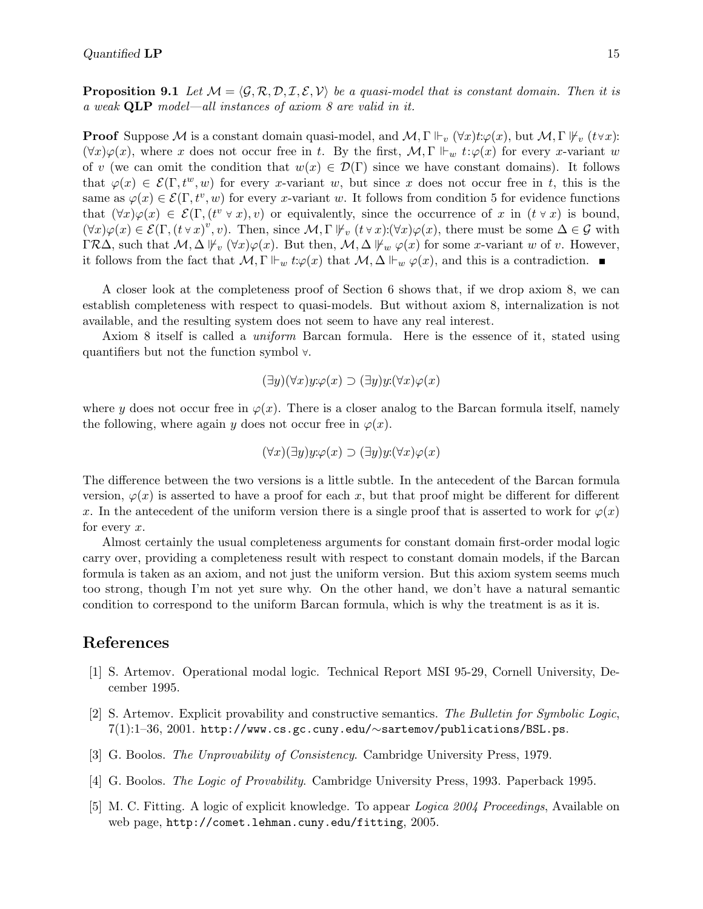**Proposition 9.1** *Let $\mathcal{M} = \langle \mathcal{G}, \mathcal{R}, \mathcal{D}, \mathcal{I}, \mathcal{E}, \mathcal{V} \rangle$ be a quasi-model that is constant domain. Then it is a weak* **QLP** *model—all instances of axiom 8 are valid in it.*

**Proof** Suppose $\mathcal{M}$ is a constant domain quasi-model, and $\mathcal{M}, \Gamma \Vdash_v (\forall x)t{:}\varphi(x)$, but $\mathcal{M}, \Gamma \not\Vdash_v (t \,\forall\, x){:}(\forall x)\varphi(x)$, where $x$ does not occur free in $t$. By the first, $\mathcal{M}, \Gamma \Vdash_w t{:}\varphi(x)$ for every $x$-variant $w$ of $v$ (we can omit the condition that $w(x) \in \mathcal{D}(\Gamma)$ since we have constant domains). It follows that $\varphi(x) \in \mathcal{E}(\Gamma, t^w, w)$ for every $x$-variant $w$, but since $x$ does not occur free in $t$, this is the same as $\varphi(x) \in \mathcal{E}(\Gamma, t^v, w)$ for every $x$-variant $w$. It follows from condition 5 for evidence functions that $(\forall x)\varphi(x) \in \mathcal{E}(\Gamma, (t^v \,\forall\, x), v)$ or equivalently, since the occurrence of $x$ in $(t \,\forall\, x)$ is bound, $(\forall x)\varphi(x) \in \mathcal{E}(\Gamma, (t \,\forall\, x)^v, v)$. Then, since $\mathcal{M}, \Gamma \not\Vdash_v (t \,\forall\, x){:}(\forall x)\varphi(x)$, there must be some $\Delta \in \mathcal{G}$ with $\Gamma \mathcal{R} \Delta$, such that $\mathcal{M}, \Delta \not\Vdash_v (\forall x)\varphi(x)$. But then, $\mathcal{M}, \Delta \not\Vdash_w \varphi(x)$ for some $x$-variant $w$ of $v$. However, it follows from the fact that $\mathcal{M}, \Gamma \Vdash_w t{:}\varphi(x)$ that $\mathcal{M}, \Delta \Vdash_w \varphi(x)$, and this is a contradiction. ∎

A closer look at the completeness proof of Section 6 shows that, if we drop axiom 8, we can establish completeness with respect to quasi-models. But without axiom 8, internalization is not available, and the resulting system does not seem to have any real interest.

Axiom 8 itself is called a *uniform* Barcan formula. Here is the essence of it, stated using quantifiers but not the function symbol $\forall$.

$$(\exists y)(\forall x)y{:}\varphi(x) \supset (\exists y)y{:}(\forall x)\varphi(x)$$

where $y$ does not occur free in $\varphi(x)$. There is a closer analog to the Barcan formula itself, namely the following, where again $y$ does not occur free in $\varphi(x)$.

$$(\forall x)(\exists y)y{:}\varphi(x) \supset (\exists y)y{:}(\forall x)\varphi(x)$$

The difference between the two versions is a little subtle. In the antecedent of the Barcan formula version, $\varphi(x)$ is asserted to have a proof for each $x$, but that proof might be different for different $x$. In the antecedent of the uniform version there is a single proof that is asserted to work for $\varphi(x)$ for every $x$.

Almost certainly the usual completeness arguments for constant domain first-order modal logic carry over, providing a completeness result with respect to constant domain models, if the Barcan formula is taken as an axiom, and not just the uniform version. But this axiom system seems much too strong, though I'm not yet sure why. On the other hand, we don't have a natural semantic condition to correspond to the uniform Barcan formula, which is why the treatment is as it is.

## References

[1] S. Artemov. Operational modal logic. Technical Report MSI 95-29, Cornell University, December 1995.

[2] S. Artemov. Explicit provability and constructive semantics. *The Bulletin for Symbolic Logic*, 7(1):1–36, 2001. `http://www.cs.gc.cuny.edu/~sartemov/publications/BSL.ps`.

[3] G. Boolos. *The Unprovability of Consistency*. Cambridge University Press, 1979.

[4] G. Boolos. *The Logic of Provability*. Cambridge University Press, 1993. Paperback 1995.

[5] M. C. Fitting. A logic of explicit knowledge. To appear *Logica 2004 Proceedings*, Available on web page, `http://comet.lehman.cuny.edu/fitting`, 2005.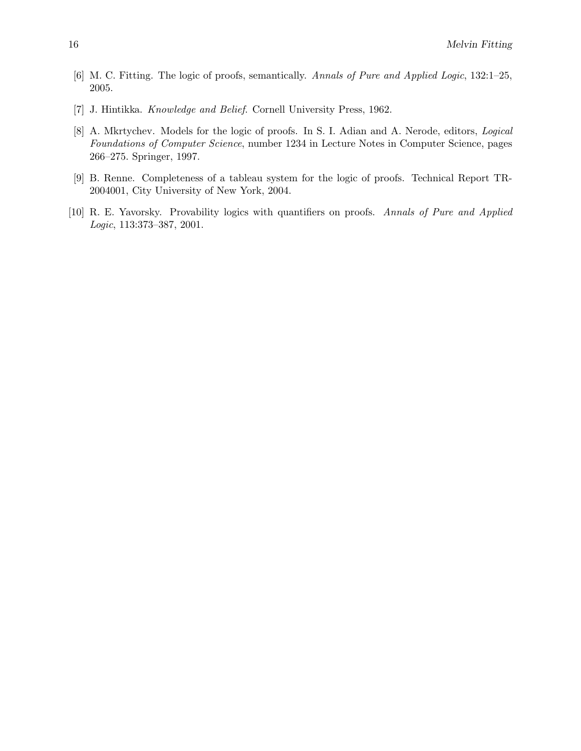[6] M. C. Fitting. The logic of proofs, semantically. *Annals of Pure and Applied Logic*, 132:1–25, 2005.

[7] J. Hintikka. *Knowledge and Belief*. Cornell University Press, 1962.

[8] A. Mkrtychev. Models for the logic of proofs. In S. I. Adian and A. Nerode, editors, *Logical Foundations of Computer Science*, number 1234 in Lecture Notes in Computer Science, pages 266–275. Springer, 1997.

[9] B. Renne. Completeness of a tableau system for the logic of proofs. Technical Report TR-2004001, City University of New York, 2004.

[10] R. E. Yavorsky. Provability logics with quantifiers on proofs. *Annals of Pure and Applied Logic*, 113:373–387, 2001.